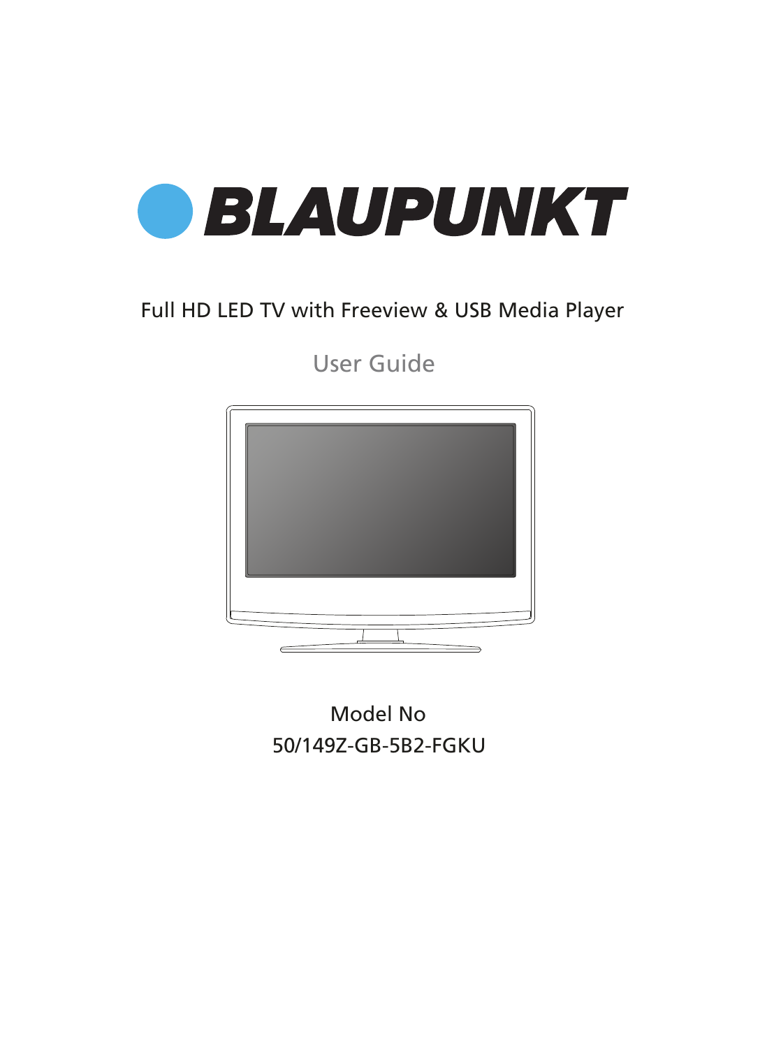# BLAUPUNKT

Full HD LED TV with Freeview & USB Media Player

## User Guide

Model No

50/149Z-GB-5B2-FGKU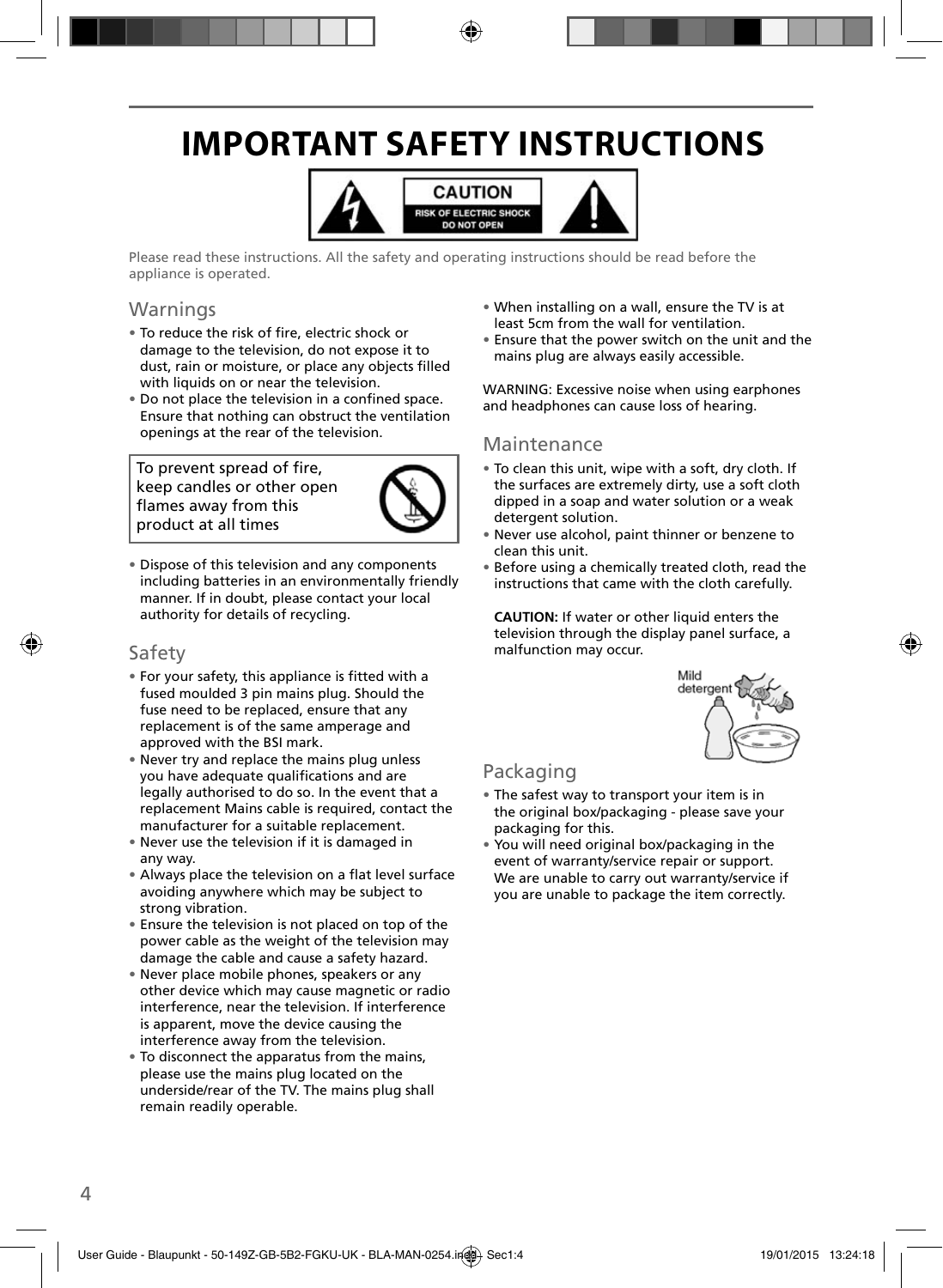# IMPORTANT SAFETY INSTRUCTIONS

CAUTION
RISK OF ELECTRIC SHOCK
DO NOT OPEN

Please read these instructions. All the safety and operating instructions should be read before the appliance is operated.

## Warnings

- To reduce the risk of fire, electric shock or damage to the television, do not expose it to dust, rain or moisture, or place any objects filled with liquids on or near the television.
- Do not place the television in a confined space. Ensure that nothing can obstruct the ventilation openings at the rear of the television.

To prevent spread of fire, keep candles or other open flames away from this product at all times

- Dispose of this television and any components including batteries in an environmentally friendly manner. If in doubt, please contact your local authority for details of recycling.

## Safety

- For your safety, this appliance is fitted with a fused moulded 3 pin mains plug. Should the fuse need to be replaced, ensure that any replacement is of the same amperage and approved with the BSI mark.
- Never try and replace the mains plug unless you have adequate qualifications and are legally authorised to do so. In the event that a replacement Mains cable is required, contact the manufacturer for a suitable replacement.
- Never use the television if it is damaged in any way.
- Always place the television on a flat level surface avoiding anywhere which may be subject to strong vibration.
- Ensure the television is not placed on top of the power cable as the weight of the television may damage the cable and cause a safety hazard.
- Never place mobile phones, speakers or any other device which may cause magnetic or radio interference, near the television. If interference is apparent, move the device causing the interference away from the television.
- To disconnect the apparatus from the mains, please use the mains plug located on the underside/rear of the TV. The mains plug shall remain readily operable.
- When installing on a wall, ensure the TV is at least 5cm from the wall for ventilation.
- Ensure that the power switch on the unit and the mains plug are always easily accessible.

WARNING: Excessive noise when using earphones and headphones can cause loss of hearing.

## Maintenance

- To clean this unit, wipe with a soft, dry cloth. If the surfaces are extremely dirty, use a soft cloth dipped in a soap and water solution or a weak detergent solution.
- Never use alcohol, paint thinner or benzene to clean this unit.
- Before using a chemically treated cloth, read the instructions that came with the cloth carefully.

**CAUTION:** If water or other liquid enters the television through the display panel surface, a malfunction may occur.

Mild detergent

## Packaging

- The safest way to transport your item is in the original box/packaging - please save your packaging for this.
- You will need original box/packaging in the event of warranty/service repair or support. We are unable to carry out warranty/service if you are unable to package the item correctly.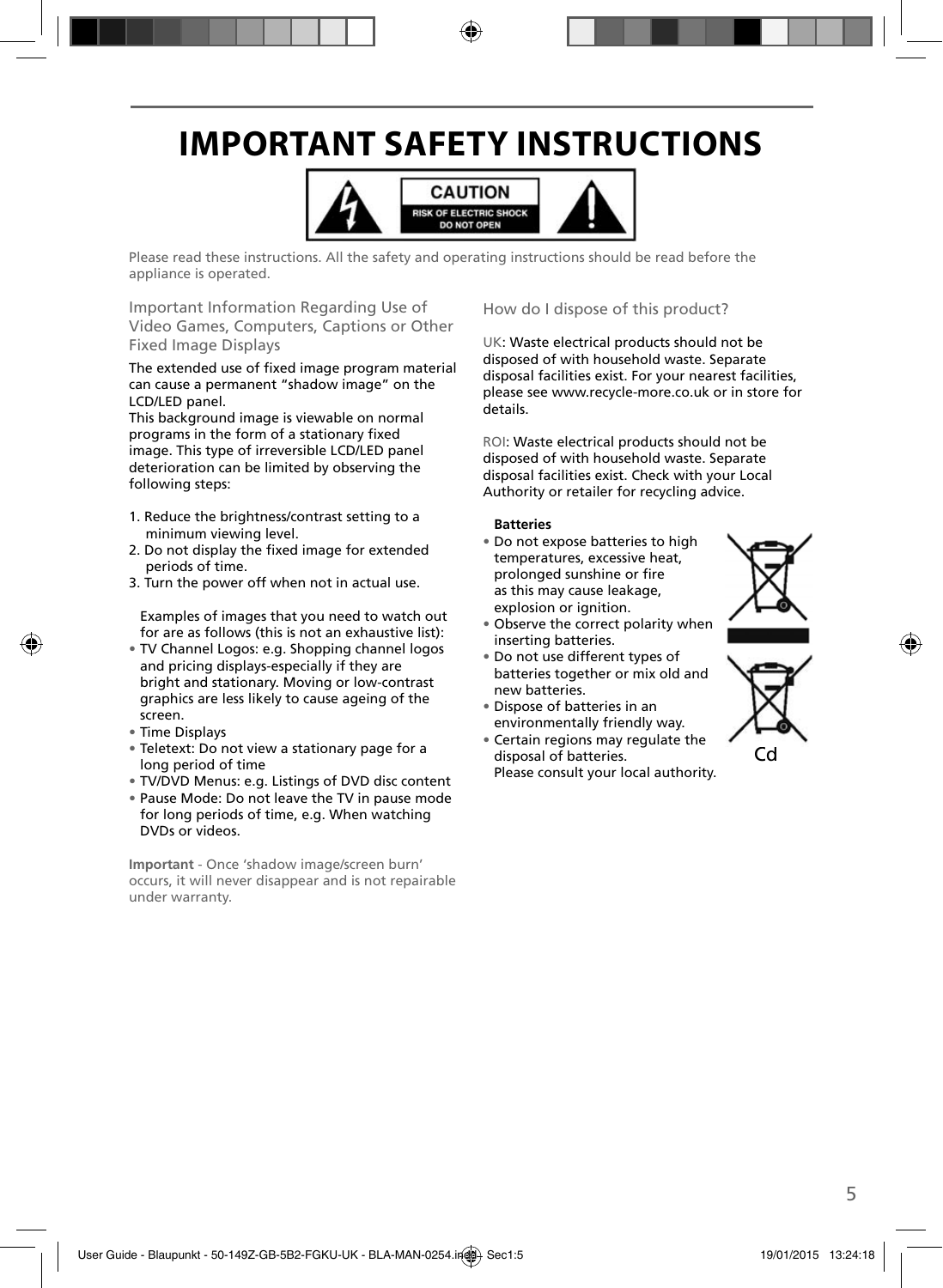# IMPORTANT SAFETY INSTRUCTIONS

CAUTION
RISK OF ELECTRIC SHOCK
DO NOT OPEN

Please read these instructions. All the safety and operating instructions should be read before the appliance is operated.

## Important Information Regarding Use of Video Games, Computers, Captions or Other Fixed Image Displays

The extended use of fixed image program material can cause a permanent "shadow image" on the LCD/LED panel.

This background image is viewable on normal programs in the form of a stationary fixed image. This type of irreversible LCD/LED panel deterioration can be limited by observing the following steps:

1. Reduce the brightness/contrast setting to a minimum viewing level.
2. Do not display the fixed image for extended periods of time.
3. Turn the power off when not in actual use.

Examples of images that you need to watch out for are as follows (this is not an exhaustive list):

- TV Channel Logos: e.g. Shopping channel logos and pricing displays-especially if they are bright and stationary. Moving or low-contrast graphics are less likely to cause ageing of the screen.
- Time Displays
- Teletext: Do not view a stationary page for a long period of time
- TV/DVD Menus: e.g. Listings of DVD disc content
- Pause Mode: Do not leave the TV in pause mode for long periods of time, e.g. When watching DVDs or videos.

**Important** - Once 'shadow image/screen burn' occurs, it will never disappear and is not repairable under warranty.

## How do I dispose of this product?

UK: Waste electrical products should not be disposed of with household waste. Separate disposal facilities exist. For your nearest facilities, please see www.recycle-more.co.uk or in store for details.

ROI: Waste electrical products should not be disposed of with household waste. Separate disposal facilities exist. Check with your Local Authority or retailer for recycling advice.

**Batteries**

- Do not expose batteries to high temperatures, excessive heat, prolonged sunshine or fire as this may cause leakage, explosion or ignition.
- Observe the correct polarity when inserting batteries.
- Do not use different types of batteries together or mix old and new batteries.
- Dispose of batteries in an environmentally friendly way.
- Certain regions may regulate the disposal of batteries. Please consult your local authority.

Cd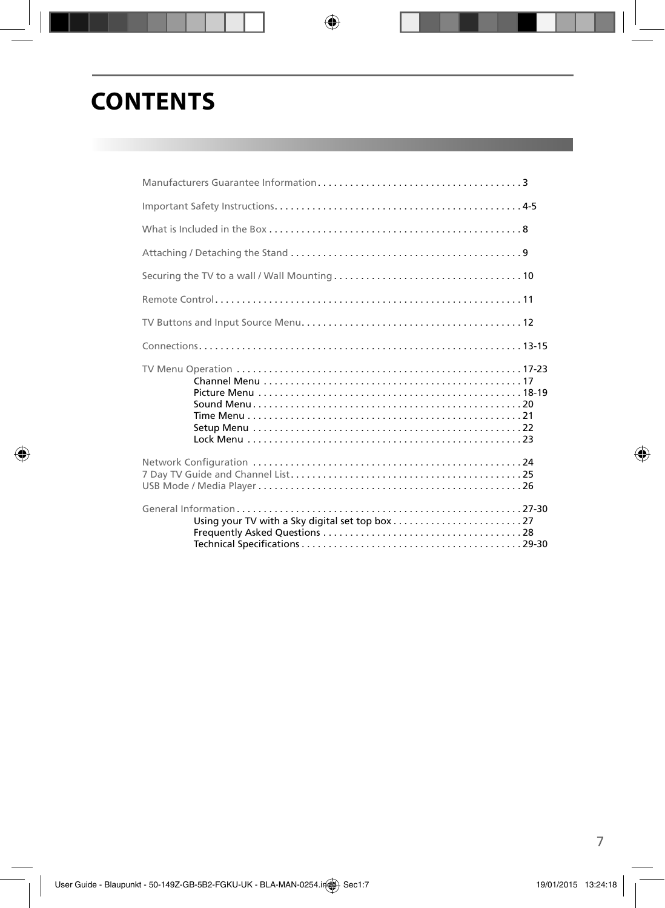# CONTENTS

Manufacturers Guarantee Information . . . . . . . . . . . . . . . . . . . . . . . . . . . . . . . . . . . . . . 3

Important Safety Instructions. . . . . . . . . . . . . . . . . . . . . . . . . . . . . . . . . . . . . . . . . . . . . . 4-5

What is Included in the Box . . . . . . . . . . . . . . . . . . . . . . . . . . . . . . . . . . . . . . . . . . . . . . . 8

Attaching / Detaching the Stand . . . . . . . . . . . . . . . . . . . . . . . . . . . . . . . . . . . . . . . . . . . 9

Securing the TV to a wall / Wall Mounting . . . . . . . . . . . . . . . . . . . . . . . . . . . . . . . . . . . 10

Remote Control. . . . . . . . . . . . . . . . . . . . . . . . . . . . . . . . . . . . . . . . . . . . . . . . . . . . . . . . . 11

TV Buttons and Input Source Menu. . . . . . . . . . . . . . . . . . . . . . . . . . . . . . . . . . . . . . . . . 12

Connections. . . . . . . . . . . . . . . . . . . . . . . . . . . . . . . . . . . . . . . . . . . . . . . . . . . . . . . . . . . . 13-15

TV Menu Operation . . . . . . . . . . . . . . . . . . . . . . . . . . . . . . . . . . . . . . . . . . . . . . . . . . . . 17-23
- Channel Menu . . . . . . . . . . . . . . . . . . . . . . . . . . . . . . . . . . . . . . . . . . . . . . . . 17
- Picture Menu . . . . . . . . . . . . . . . . . . . . . . . . . . . . . . . . . . . . . . . . . . . . . . . . . 18-19
- Sound Menu . . . . . . . . . . . . . . . . . . . . . . . . . . . . . . . . . . . . . . . . . . . . . . . . . . 20
- Time Menu . . . . . . . . . . . . . . . . . . . . . . . . . . . . . . . . . . . . . . . . . . . . . . . . . . . 21
- Setup Menu . . . . . . . . . . . . . . . . . . . . . . . . . . . . . . . . . . . . . . . . . . . . . . . . . . 22
- Lock Menu . . . . . . . . . . . . . . . . . . . . . . . . . . . . . . . . . . . . . . . . . . . . . . . . . . . 23

Network Configuration . . . . . . . . . . . . . . . . . . . . . . . . . . . . . . . . . . . . . . . . . . . . . . . . . . 24
7 Day TV Guide and Channel List. . . . . . . . . . . . . . . . . . . . . . . . . . . . . . . . . . . . . . . . . . . 25
USB Mode / Media Player . . . . . . . . . . . . . . . . . . . . . . . . . . . . . . . . . . . . . . . . . . . . . . . . . 26

General Information . . . . . . . . . . . . . . . . . . . . . . . . . . . . . . . . . . . . . . . . . . . . . . . . . . . . . 27-30
- Using your TV with a Sky digital set top box . . . . . . . . . . . . . . . . . . . . . . . . 27
- Frequently Asked Questions . . . . . . . . . . . . . . . . . . . . . . . . . . . . . . . . . . . . . 28
- Technical Specifications . . . . . . . . . . . . . . . . . . . . . . . . . . . . . . . . . . . . . . . . . 29-30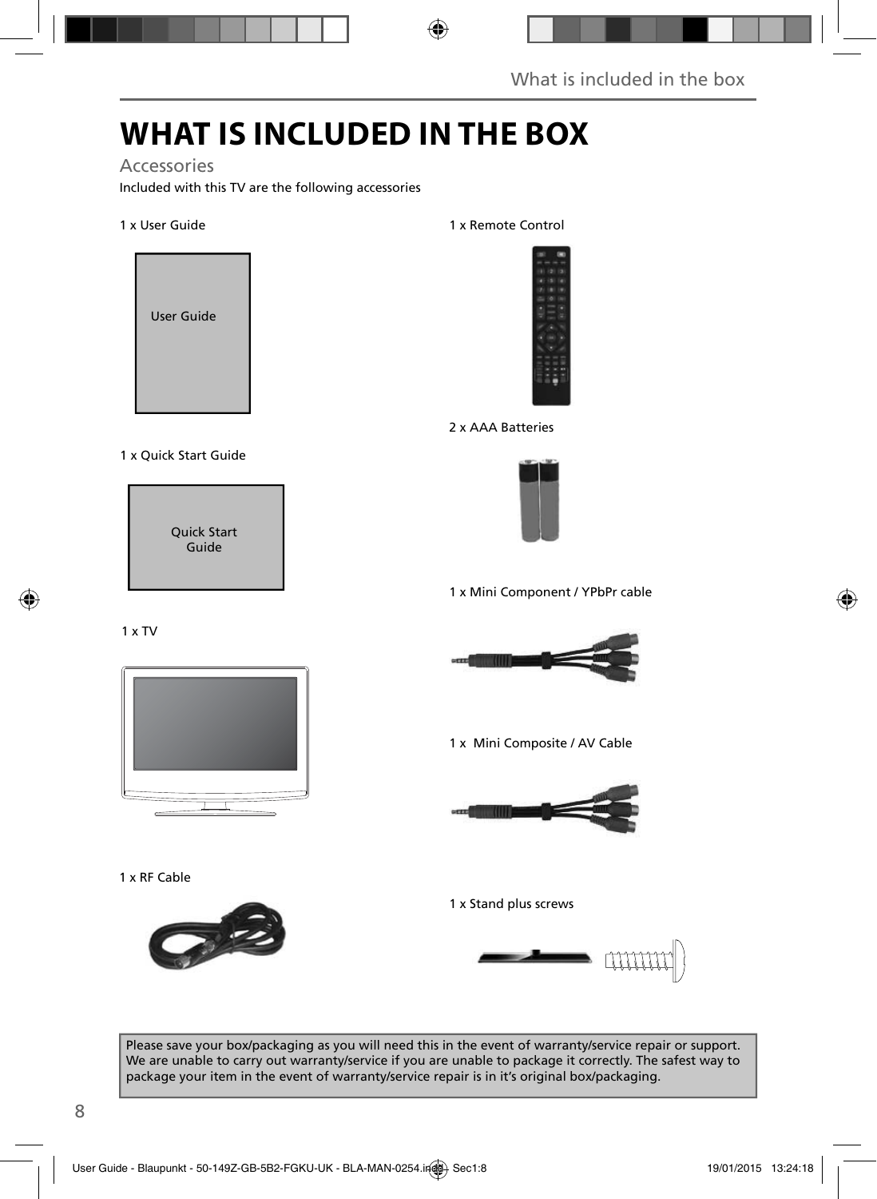# WHAT IS INCLUDED IN THE BOX

## Accessories

Included with this TV are the following accessories

1 x User Guide

User Guide

1 x Quick Start Guide

Quick Start Guide

1 x TV

1 x RF Cable

1 x Remote Control

2 x AAA Batteries

1 x Mini Component / YPbPr cable

1 x Mini Composite / AV Cable

1 x Stand plus screws

Please save your box/packaging as you will need this in the event of warranty/service repair or support. We are unable to carry out warranty/service if you are unable to package it correctly. The safest way to package your item in the event of warranty/service repair is in it's original box/packaging.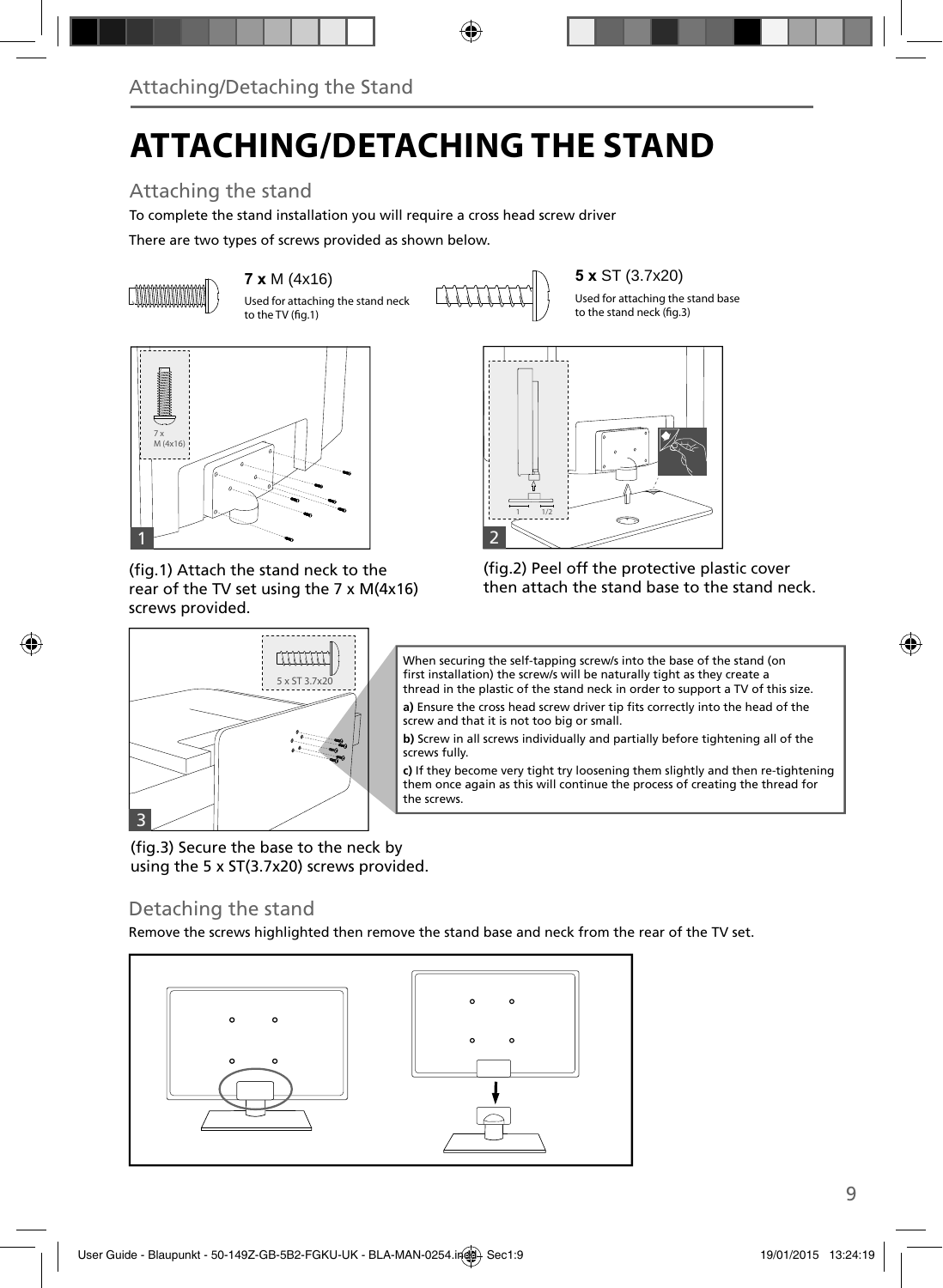# ATTACHING/DETACHING THE STAND

## Attaching the stand

To complete the stand installation you will require a cross head screw driver

There are two types of screws provided as shown below.

**7 x** M (4x16)

Used for attaching the stand neck to the TV (fig.1)

**5 x** ST (3.7x20)

Used for attaching the stand base to the stand neck (fig.3)

(fig.1) Attach the stand neck to the rear of the TV set using the 7 x M(4x16) screws provided.

(fig.2) Peel off the protective plastic cover then attach the stand base to the stand neck.

When securing the self-tapping screw/s into the base of the stand (on first installation) the screw/s will be naturally tight as they create a thread in the plastic of the stand neck in order to support a TV of this size.

**a)** Ensure the cross head screw driver tip fits correctly into the head of the screw and that it is not too big or small.

**b)** Screw in all screws individually and partially before tightening all of the screws fully.

**c)** If they become very tight try loosening them slightly and then re-tightening them once again as this will continue the process of creating the thread for the screws.

(fig.3) Secure the base to the neck by using the 5 x ST(3.7x20) screws provided.

## Detaching the stand

Remove the screws highlighted then remove the stand base and neck from the rear of the TV set.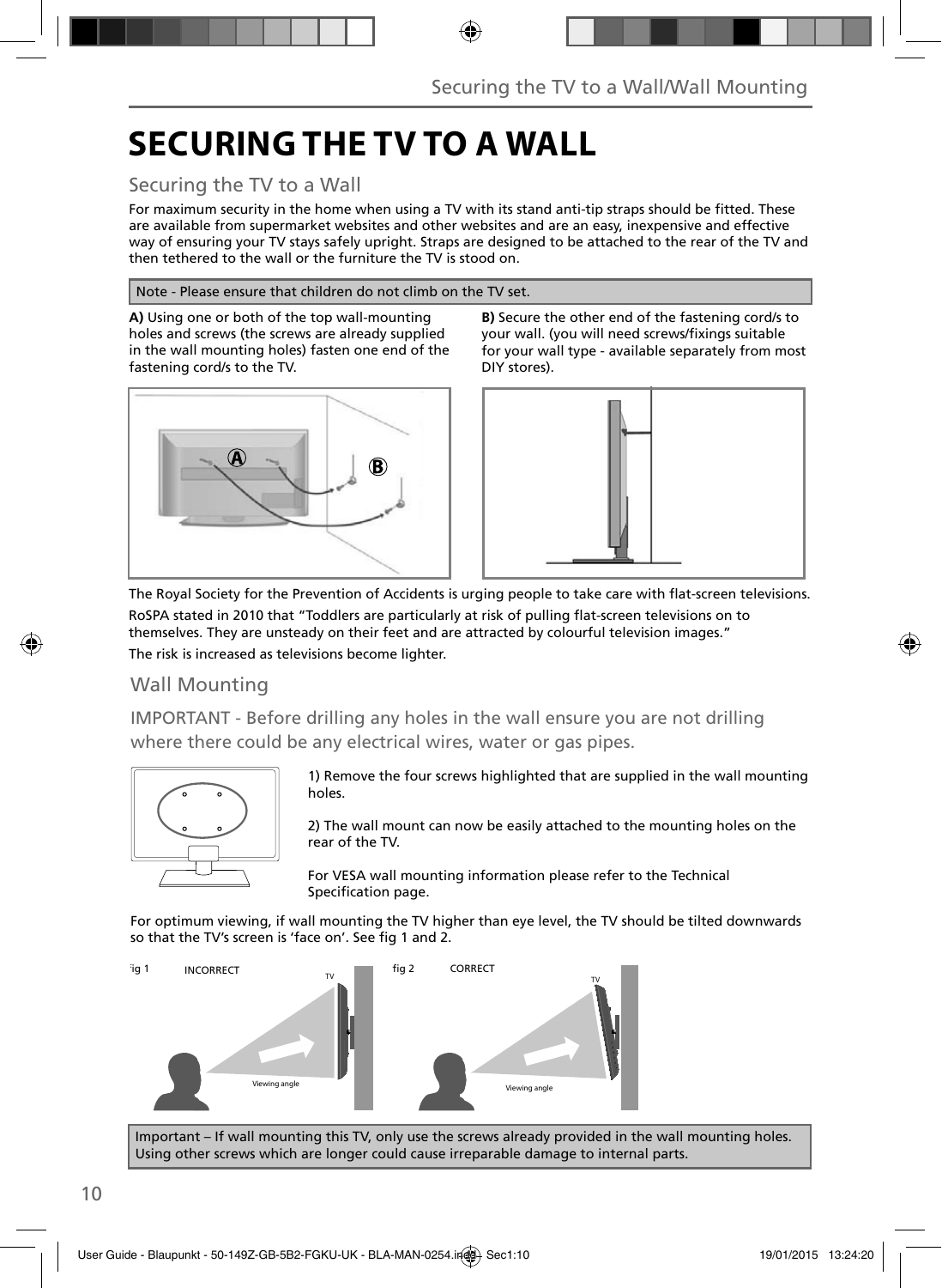# SECURING THE TV TO A WALL

## Securing the TV to a Wall

For maximum security in the home when using a TV with its stand anti-tip straps should be fitted. These are available from supermarket websites and other websites and are an easy, inexpensive and effective way of ensuring your TV stays safely upright. Straps are designed to be attached to the rear of the TV and then tethered to the wall or the furniture the TV is stood on.

Note - Please ensure that children do not climb on the TV set.

**A)** Using one or both of the top wall-mounting holes and screws (the screws are already supplied in the wall mounting holes) fasten one end of the fastening cord/s to the TV.

**B)** Secure the other end of the fastening cord/s to your wall. (you will need screws/fixings suitable for your wall type - available separately from most DIY stores).

The Royal Society for the Prevention of Accidents is urging people to take care with flat-screen televisions.

RoSPA stated in 2010 that "Toddlers are particularly at risk of pulling flat-screen televisions on to themselves. They are unsteady on their feet and are attracted by colourful television images."

The risk is increased as televisions become lighter.

## Wall Mounting

IMPORTANT - Before drilling any holes in the wall ensure you are not drilling where there could be any electrical wires, water or gas pipes.

1) Remove the four screws highlighted that are supplied in the wall mounting holes.

2) The wall mount can now be easily attached to the mounting holes on the rear of the TV.

For VESA wall mounting information please refer to the Technical Specification page.

For optimum viewing, if wall mounting the TV higher than eye level, the TV should be tilted downwards so that the TV's screen is 'face on'. See fig 1 and 2.

fig 1 INCORRECT

fig 2 CORRECT

Important – If wall mounting this TV, only use the screws already provided in the wall mounting holes. Using other screws which are longer could cause irreparable damage to internal parts.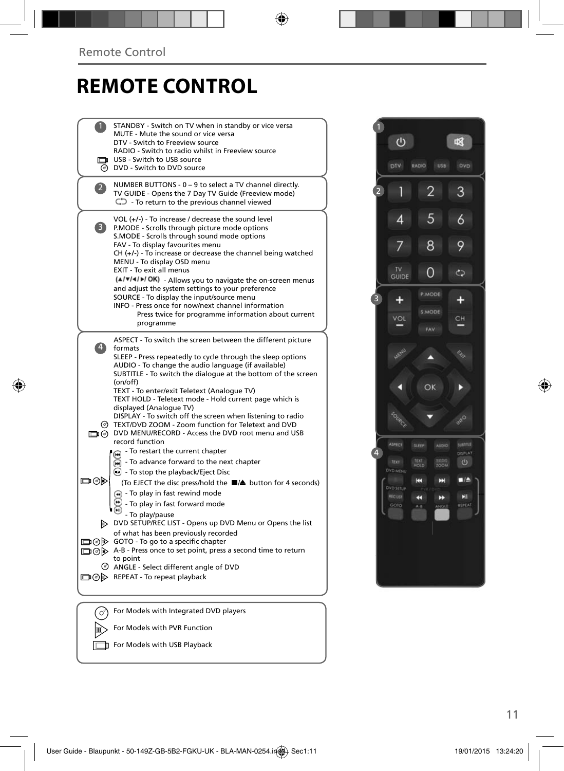# REMOTE CONTROL

1

STANDBY - Switch on TV when in standby or vice versa
MUTE - Mute the sound or vice versa
DTV - Switch to Freeview source
RADIO - Switch to radio whilst in Freeview source
USB - Switch to USB source
DVD - Switch to DVD source

2

NUMBER BUTTONS - 0 – 9 to select a TV channel directly.
TV GUIDE - Opens the 7 Day TV Guide (Freeview mode)
- To return to the previous channel viewed

3

VOL (+/-) - To increase / decrease the sound level
P.MODE - Scrolls through picture mode options
S.MODE - Scrolls through sound mode options
FAV - To display favourites menu
CH (+/-) - To increase or decrease the channel being watched
MENU - To display OSD menu
EXIT - To exit all menus
(▲/▼/◄/►/ OK) - Allows you to navigate the on-screen menus and adjust the system settings to your preference
SOURCE - To display the input/source menu
INFO - Press once for now/next channel information
Press twice for programme information about current programme

4

ASPECT - To switch the screen between the different picture formats
SLEEP - Press repeatedly to cycle through the sleep options
AUDIO - To change the audio language (if available)
SUBTITLE - To switch the dialogue at the bottom of the screen (on/off)
TEXT - To enter/exit Teletext (Analogue TV)
TEXT HOLD - Teletext mode - Hold current page which is displayed (Analogue TV)
DISPLAY - To switch off the screen when listening to radio
TEXT/DVD ZOOM - Zoom function for Teletext and DVD
DVD MENU/RECORD - Access the DVD root menu and USB record function
- To restart the current chapter
- To advance forward to the next chapter
- To stop the playback/Eject Disc
(To EJECT the disc press/hold the ■/⏏ button for 4 seconds)
- To play in fast rewind mode
- To play in fast forward mode
- To play/pause
DVD SETUP/REC LIST - Opens up DVD Menu or Opens the list of what has been previously recorded
GOTO - To go to a specific chapter
A-B - Press once to set point, press a second time to return to point
ANGLE - Select different angle of DVD
REPEAT - To repeat playback

For Models with Integrated DVD players
For Models with PVR Function
For Models with USB Playback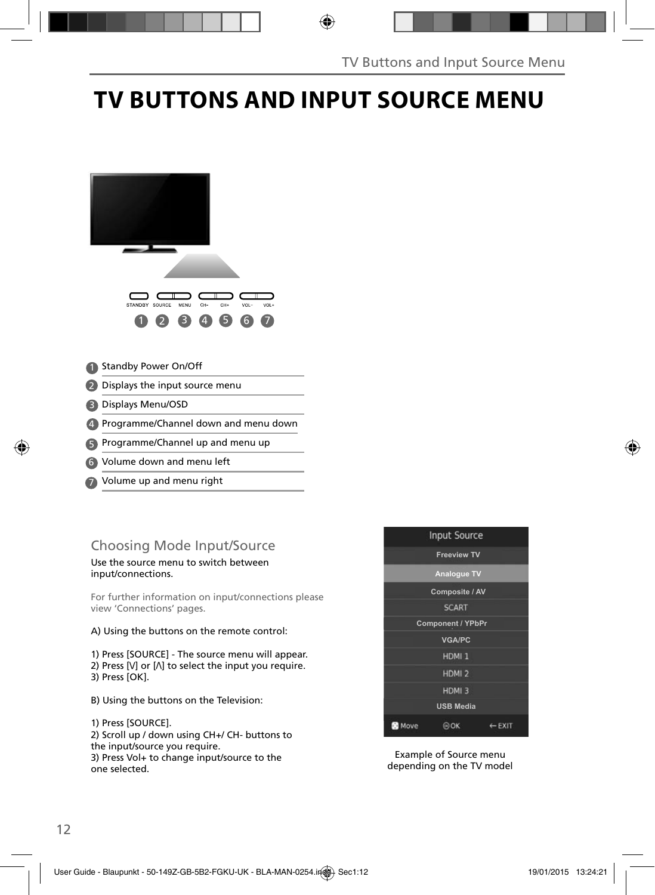# TV BUTTONS AND INPUT SOURCE MENU

STANDBY SOURCE MENU CH- CH+ VOL- VOL+

1 2 3 4 5 6 7

1. Standby Power On/Off
2. Displays the input source menu
3. Displays Menu/OSD
4. Programme/Channel down and menu down
5. Programme/Channel up and menu up
6. Volume down and menu left
7. Volume up and menu right

## Choosing Mode Input/Source

Use the source menu to switch between input/connections.

For further information on input/connections please view 'Connections' pages.

A) Using the buttons on the remote control:

1) Press [SOURCE] - The source menu will appear.
2) Press [V] or [Λ] to select the input you require.
3) Press [OK].

B) Using the buttons on the Television:

1) Press [SOURCE].
2) Scroll up / down using CH+/ CH- buttons to the input/source you require.
3) Press Vol+ to change input/source to the one selected.

Input Source

- Freeview TV
- Analogue TV
- Composite / AV
- SCART
- Component / YPbPr
- VGA/PC
- HDMI 1
- HDMI 2
- HDMI 3
- USB Media

Move OK EXIT

Example of Source menu depending on the TV model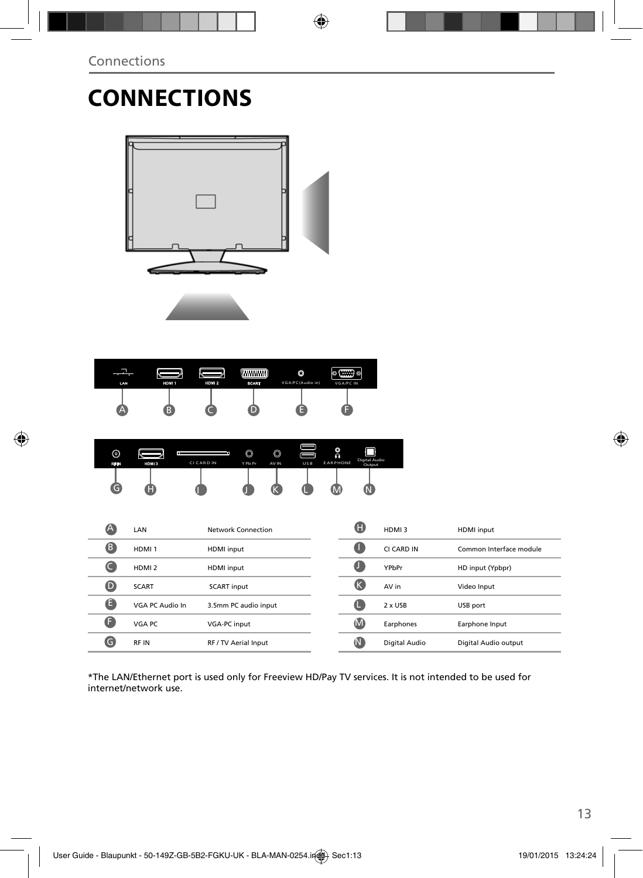# CONNECTIONS

| | | |
|---|---|---|
| A | LAN | Network Connection |
| B | HDMI 1 | HDMI input |
| C | HDMI 2 | HDMI input |
| D | SCART | SCART input |
| E | VGA PC Audio In | 3.5mm PC audio input |
| F | VGA PC | VGA-PC input |
| G | RF IN | RF / TV Aerial Input |
| H | HDMI 3 | HDMI input |
| I | CI CARD IN | Common Interface module |
| J | YPbPr | HD input (Ypbpr) |
| K | AV in | Video Input |
| L | 2 x USB | USB port |
| M | Earphones | Earphone Input |
| N | Digital Audio | Digital Audio output |

*The LAN/Ethernet port is used only for Freeview HD/Pay TV services. It is not intended to be used for internet/network use.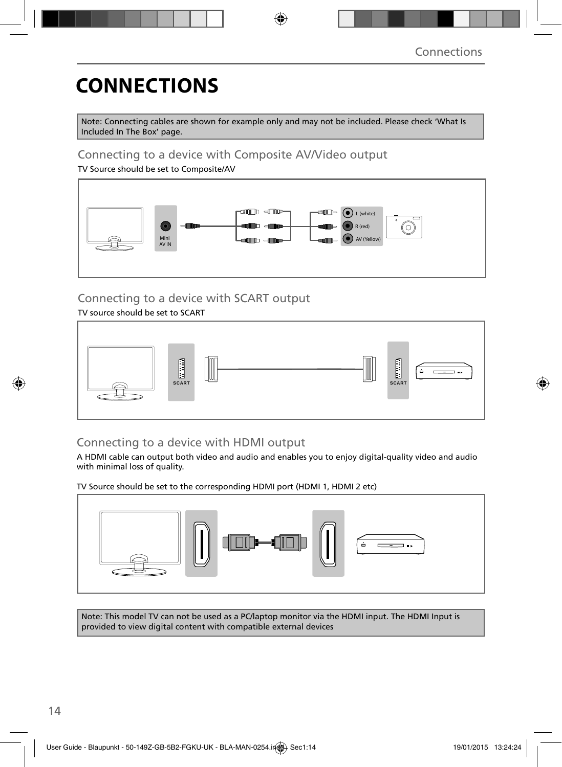# CONNECTIONS

Note: Connecting cables are shown for example only and may not be included. Please check 'What Is Included In The Box' page.

## Connecting to a device with Composite AV/Video output

TV Source should be set to Composite/AV

Mini AV IN

L (white)

R (red)

AV (Yellow)

## Connecting to a device with SCART output

TV source should be set to SCART

SCART

SCART

## Connecting to a device with HDMI output

A HDMI cable can output both video and audio and enables you to enjoy digital-quality video and audio with minimal loss of quality.

TV Source should be set to the corresponding HDMI port (HDMI 1, HDMI 2 etc)

Note: This model TV can not be used as a PC/laptop monitor via the HDMI input. The HDMI Input is provided to view digital content with compatible external devices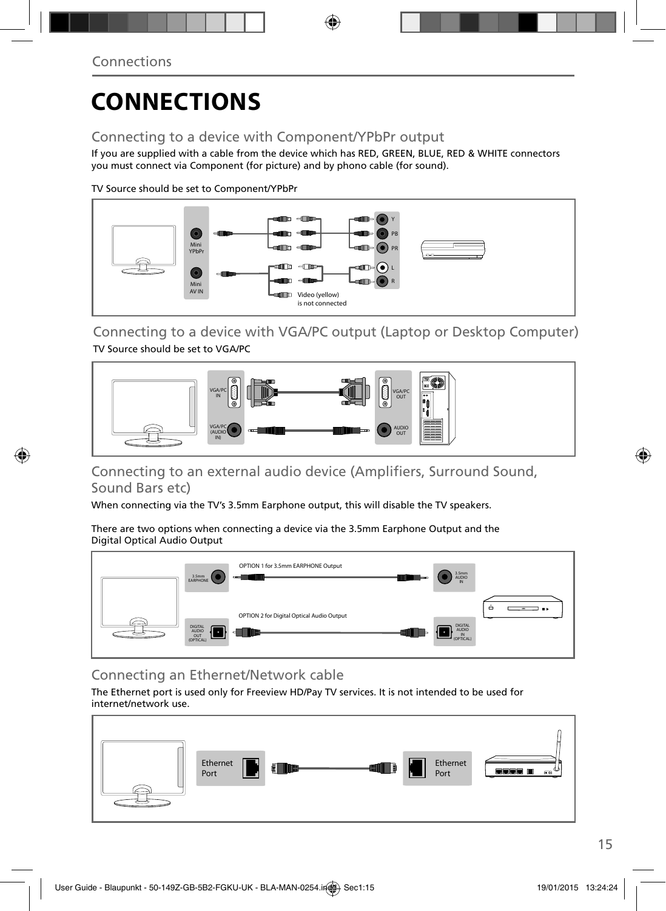# CONNECTIONS

## Connecting to a device with Component/YPbPr output

If you are supplied with a cable from the device which has RED, GREEN, BLUE, RED & WHITE connectors you must connect via Component (for picture) and by phono cable (for sound).

TV Source should be set to Component/YPbPr

Mini YPbPr

Mini AV IN

Y PB PR L R

Video (yellow) is not connected

## Connecting to a device with VGA/PC output (Laptop or Desktop Computer)

TV Source should be set to VGA/PC

VGA/PC IN

VGA/PC (AUDIO IN)

VGA/PC OUT

AUDIO OUT

## Connecting to an external audio device (Amplifiers, Surround Sound, Sound Bars etc)

When connecting via the TV's 3.5mm Earphone output, this will disable the TV speakers.

There are two options when connecting a device via the 3.5mm Earphone Output and the Digital Optical Audio Output

OPTION 1 for 3.5mm EARPHONE Output

3.5mm EARPHONE

3.5mm AUDIO IN

OPTION 2 for Digital Optical Audio Output

DIGITAL AUDIO OUT (OPTICAL)

DIGITAL AUDIO IN (OPTICAL)

## Connecting an Ethernet/Network cable

The Ethernet port is used only for Freeview HD/Pay TV services. It is not intended to be used for internet/network use.

Ethernet Port

Ethernet Port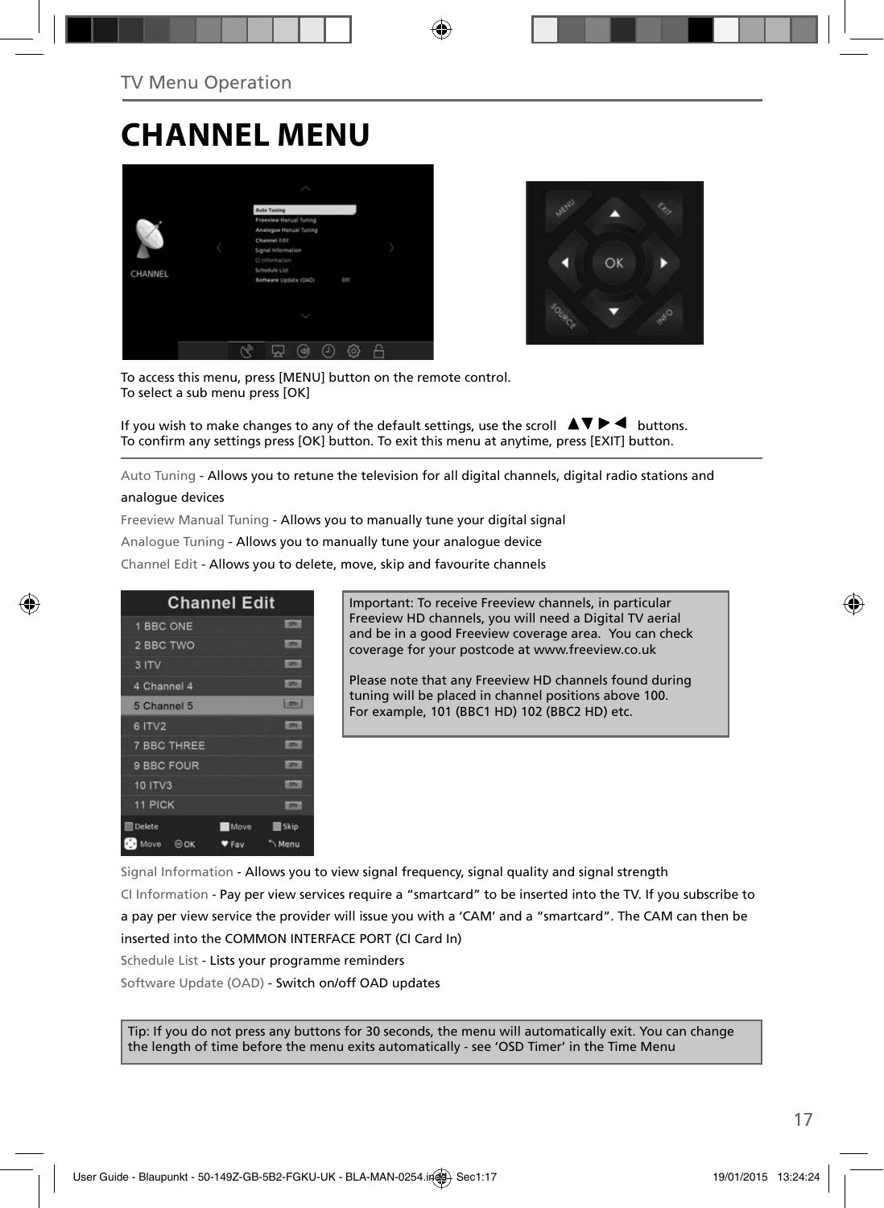# CHANNEL MENU

To access this menu, press [MENU] button on the remote control.
To select a sub menu press [OK]

If you wish to make changes to any of the default settings, use the scroll ▲▼ ▶ ◀ buttons.
To confirm any settings press [OK] button. To exit this menu at anytime, press [EXIT] button.

Auto Tuning - Allows you to retune the television for all digital channels, digital radio stations and analogue devices

Freeview Manual Tuning - Allows you to manually tune your digital signal

Analogue Tuning - Allows you to manually tune your analogue device

Channel Edit - Allows you to delete, move, skip and favourite channels

Important: To receive Freeview channels, in particular Freeview HD channels, you will need a Digital TV aerial and be in a good Freeview coverage area. You can check coverage for your postcode at www.freeview.co.uk

Please note that any Freeview HD channels found during tuning will be placed in channel positions above 100. For example, 101 (BBC1 HD) 102 (BBC2 HD) etc.

Signal Information - Allows you to view signal frequency, signal quality and signal strength

CI Information - Pay per view services require a "smartcard" to be inserted into the TV. If you subscribe to a pay per view service the provider will issue you with a 'CAM' and a "smartcard". The CAM can then be inserted into the COMMON INTERFACE PORT (CI Card In)

Schedule List - Lists your programme reminders

Software Update (OAD) - Switch on/off OAD updates

Tip: If you do not press any buttons for 30 seconds, the menu will automatically exit. You can change the length of time before the menu exits automatically - see 'OSD Timer' in the Time Menu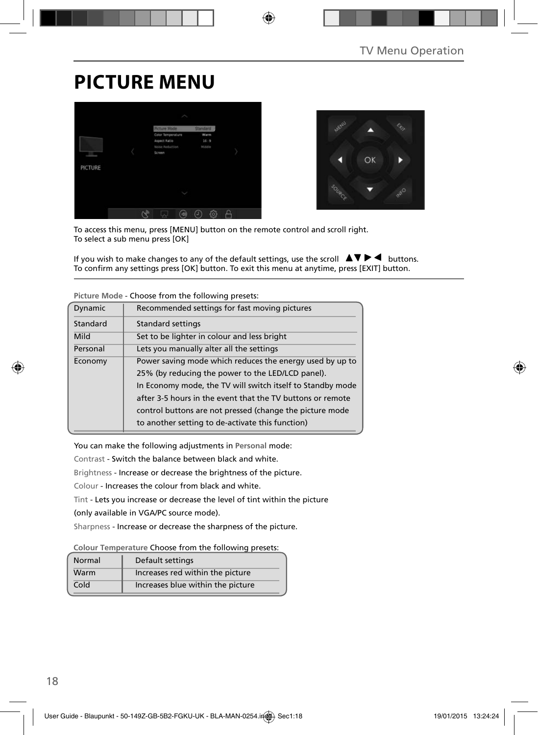# PICTURE MENU

To access this menu, press [MENU] button on the remote control and scroll right.
To select a sub menu press [OK]

If you wish to make changes to any of the default settings, use the scroll ▲▼▶◀ buttons.
To confirm any settings press [OK] button. To exit this menu at anytime, press [EXIT] button.

**Picture Mode** - Choose from the following presets:

| | |
|---|---|
| Dynamic | Recommended settings for fast moving pictures |
| Standard | Standard settings |
| Mild | Set to be lighter in colour and less bright |
| Personal | Lets you manually alter all the settings |
| Economy | Power saving mode which reduces the energy used by up to 25% (by reducing the power to the LED/LCD panel). In Economy mode, the TV will switch itself to Standby mode after 3-5 hours in the event that the TV buttons or remote control buttons are not pressed (change the picture mode to another setting to de-activate this function) |

You can make the following adjustments in **Personal** mode:

Contrast - Switch the balance between black and white.

Brightness - Increase or decrease the brightness of the picture.

Colour - Increases the colour from black and white.

Tint - Lets you increase or decrease the level of tint within the picture (only available in VGA/PC source mode).

Sharpness - Increase or decrease the sharpness of the picture.

**Colour Temperature** Choose from the following presets:

| | |
|---|---|
| Normal | Default settings |
| Warm | Increases red within the picture |
| Cold | Increases blue within the picture |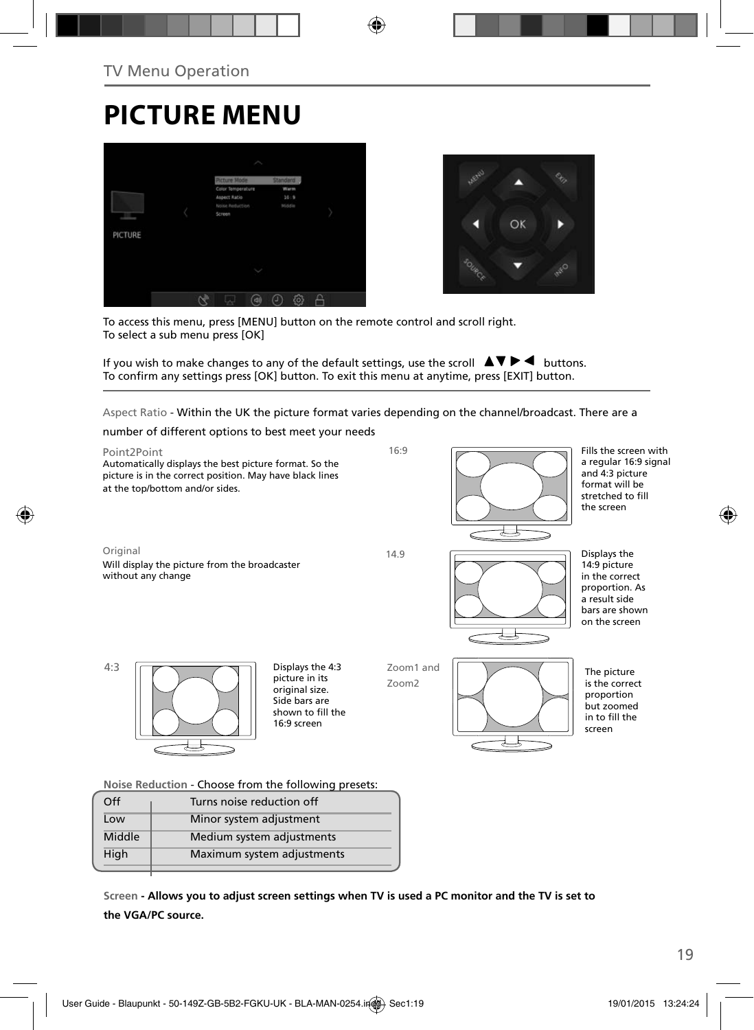TV Menu Operation

# PICTURE MENU

To access this menu, press [MENU] button on the remote control and scroll right.
To select a sub menu press [OK]

If you wish to make changes to any of the default settings, use the scroll ▲▼▶◀ buttons.
To confirm any settings press [OK] button. To exit this menu at anytime, press [EXIT] button.

Aspect Ratio - Within the UK the picture format varies depending on the channel/broadcast. There are a number of different options to best meet your needs

**Point2Point**
Automatically displays the best picture format. So the picture is in the correct position. May have black lines at the top/bottom and/or sides.

**16:9**
Fills the screen with a regular 16:9 signal and 4:3 picture format will be stretched to fill the screen

**Original**
Will display the picture from the broadcaster without any change

**14.9**
Displays the 14:9 picture in the correct proportion. As a result side bars are shown on the screen

**4:3**
Displays the 4:3 picture in its original size. Side bars are shown to fill the 16:9 screen

**Zoom1 and Zoom2**
The picture is the correct proportion but zoomed in to fill the screen

Noise Reduction - Choose from the following presets:

| Off | Turns noise reduction off |
|---|---|
| Low | Minor system adjustment |
| Middle | Medium system adjustments |
| High | Maximum system adjustments |

Screen **- Allows you to adjust screen settings when TV is used a PC monitor and the TV is set to the VGA/PC source.**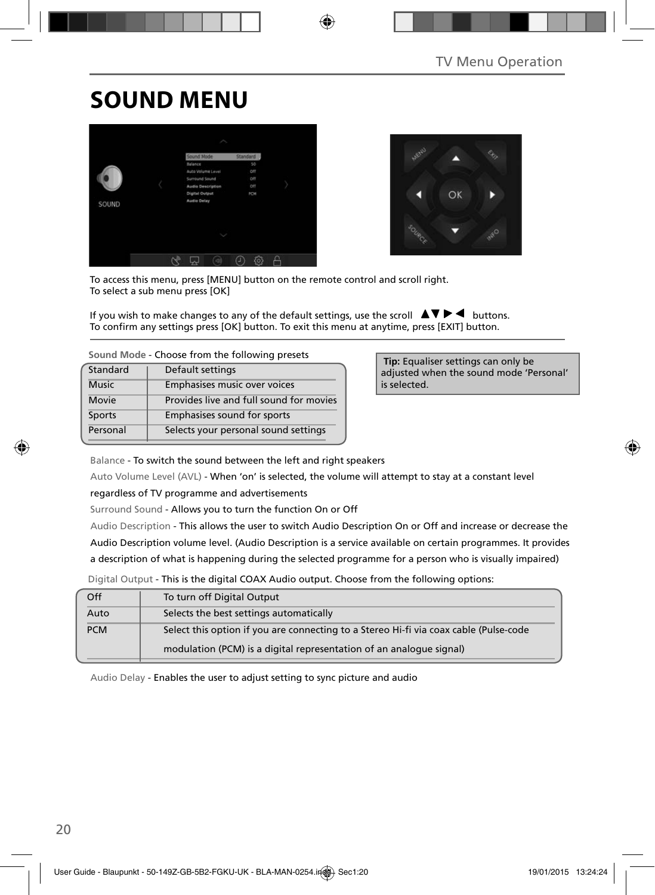# SOUND MENU

To access this menu, press [MENU] button on the remote control and scroll right.
To select a sub menu press [OK]

If you wish to make changes to any of the default settings, use the scroll ▲▼▶◀ buttons.
To confirm any settings press [OK] button. To exit this menu at anytime, press [EXIT] button.

**Sound Mode** - Choose from the following presets

| | |
|---|---|
| Standard | Default settings |
| Music | Emphasises music over voices |
| Movie | Provides live and full sound for movies |
| Sports | Emphasises sound for sports |
| Personal | Selects your personal sound settings |

**Tip:** Equaliser settings can only be adjusted when the sound mode 'Personal' is selected.

Balance - To switch the sound between the left and right speakers

Auto Volume Level (AVL) - When 'on' is selected, the volume will attempt to stay at a constant level regardless of TV programme and advertisements

Surround Sound - Allows you to turn the function On or Off

Audio Description - This allows the user to switch Audio Description On or Off and increase or decrease the Audio Description volume level. (Audio Description is a service available on certain programmes. It provides a description of what is happening during the selected programme for a person who is visually impaired)

Digital Output - This is the digital COAX Audio output. Choose from the following options:

| | |
|---|---|
| Off | To turn off Digital Output |
| Auto | Selects the best settings automatically |
| PCM | Select this option if you are connecting to a Stereo Hi-fi via coax cable (Pulse-code modulation (PCM) is a digital representation of an analogue signal) |

Audio Delay - Enables the user to adjust setting to sync picture and audio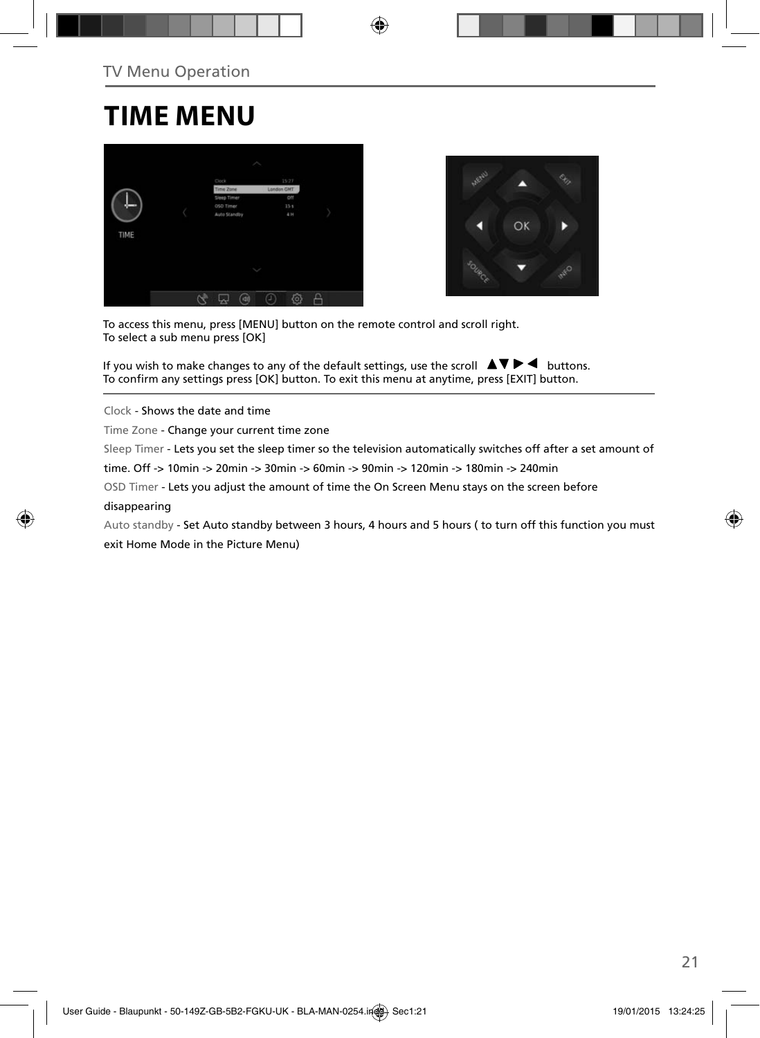TV Menu Operation

# TIME MENU

To access this menu, press [MENU] button on the remote control and scroll right.
To select a sub menu press [OK]

If you wish to make changes to any of the default settings, use the scroll ▲▼ ▶ ◀ buttons.
To confirm any settings press [OK] button. To exit this menu at anytime, press [EXIT] button.

Clock - Shows the date and time

Time Zone - Change your current time zone

Sleep Timer - Lets you set the sleep timer so the television automatically switches off after a set amount of time. Off -> 10min -> 20min -> 30min -> 60min -> 90min -> 120min -> 180min -> 240min

OSD Timer - Lets you adjust the amount of time the On Screen Menu stays on the screen before disappearing

Auto standby - Set Auto standby between 3 hours, 4 hours and 5 hours ( to turn off this function you must exit Home Mode in the Picture Menu)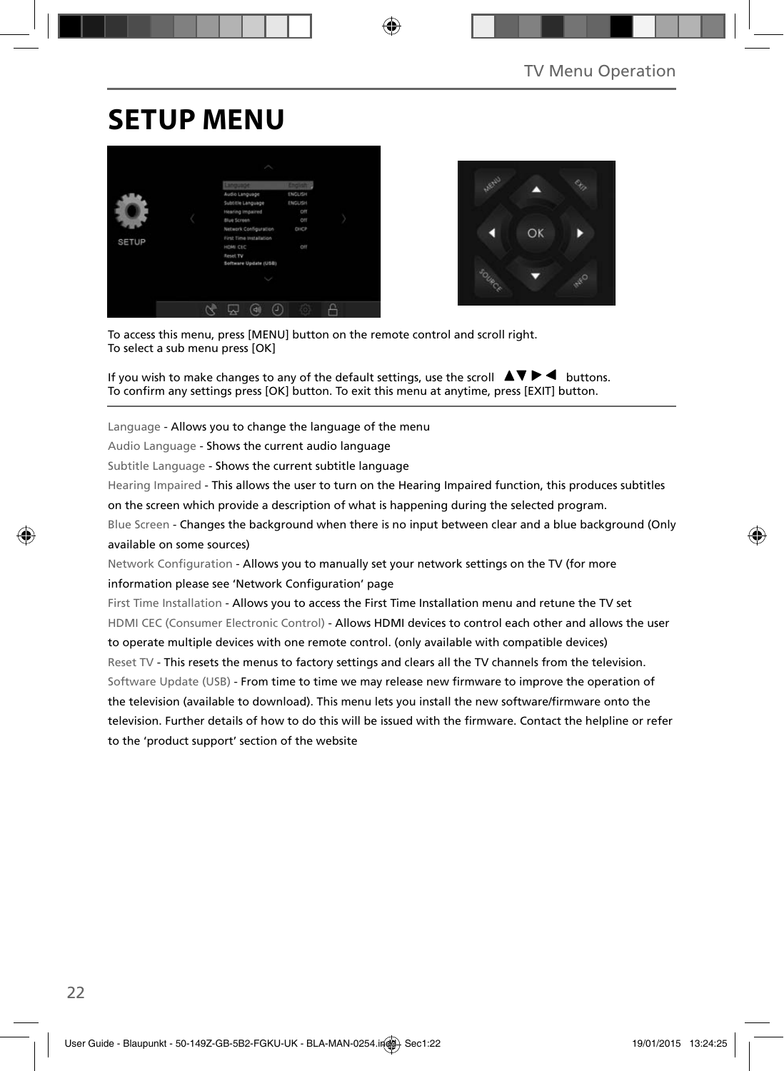# SETUP MENU

To access this menu, press [MENU] button on the remote control and scroll right.
To select a sub menu press [OK]

If you wish to make changes to any of the default settings, use the scroll ▲▼►◄ buttons.
To confirm any settings press [OK] button. To exit this menu at anytime, press [EXIT] button.

Language - Allows you to change the language of the menu

Audio Language - Shows the current audio language

Subtitle Language - Shows the current subtitle language

Hearing Impaired - This allows the user to turn on the Hearing Impaired function, this produces subtitles on the screen which provide a description of what is happening during the selected program.

Blue Screen - Changes the background when there is no input between clear and a blue background (Only available on some sources)

Network Configuration - Allows you to manually set your network settings on the TV (for more information please see 'Network Configuration' page

First Time Installation - Allows you to access the First Time Installation menu and retune the TV set

HDMI CEC (Consumer Electronic Control) - Allows HDMI devices to control each other and allows the user to operate multiple devices with one remote control. (only available with compatible devices)

Reset TV - This resets the menus to factory settings and clears all the TV channels from the television.

Software Update (USB) - From time to time we may release new firmware to improve the operation of the television (available to download). This menu lets you install the new software/firmware onto the television. Further details of how to do this will be issued with the firmware. Contact the helpline or refer to the 'product support' section of the website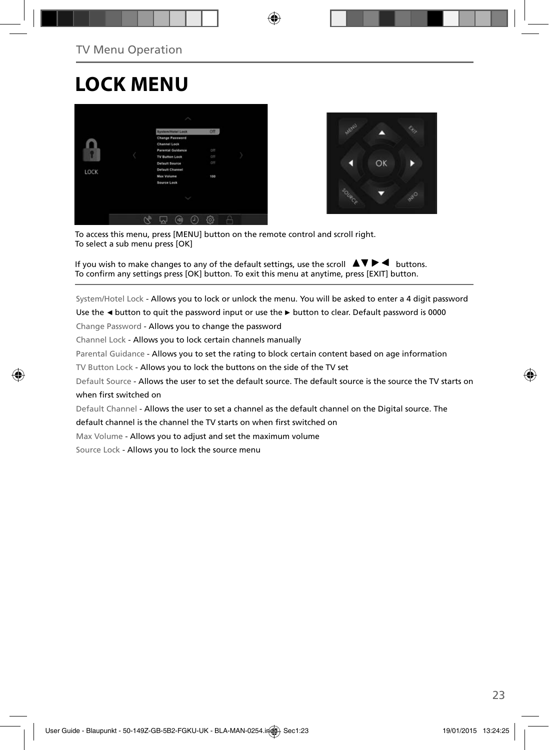# LOCK MENU

To access this menu, press [MENU] button on the remote control and scroll right.
To select a sub menu press [OK]

If you wish to make changes to any of the default settings, use the scroll ▲▼ ▶ ◀ buttons.
To confirm any settings press [OK] button. To exit this menu at anytime, press [EXIT] button.

System/Hotel Lock - Allows you to lock or unlock the menu. You will be asked to enter a 4 digit password
Use the ◄ button to quit the password input or use the ► button to clear. Default password is 0000

Change Password - Allows you to change the password

Channel Lock - Allows you to lock certain channels manually

Parental Guidance - Allows you to set the rating to block certain content based on age information

TV Button Lock - Allows you to lock the buttons on the side of the TV set

Default Source - Allows the user to set the default source. The default source is the source the TV starts on when first switched on

Default Channel - Allows the user to set a channel as the default channel on the Digital source. The default channel is the channel the TV starts on when first switched on

Max Volume - Allows you to adjust and set the maximum volume

Source Lock - Allows you to lock the source menu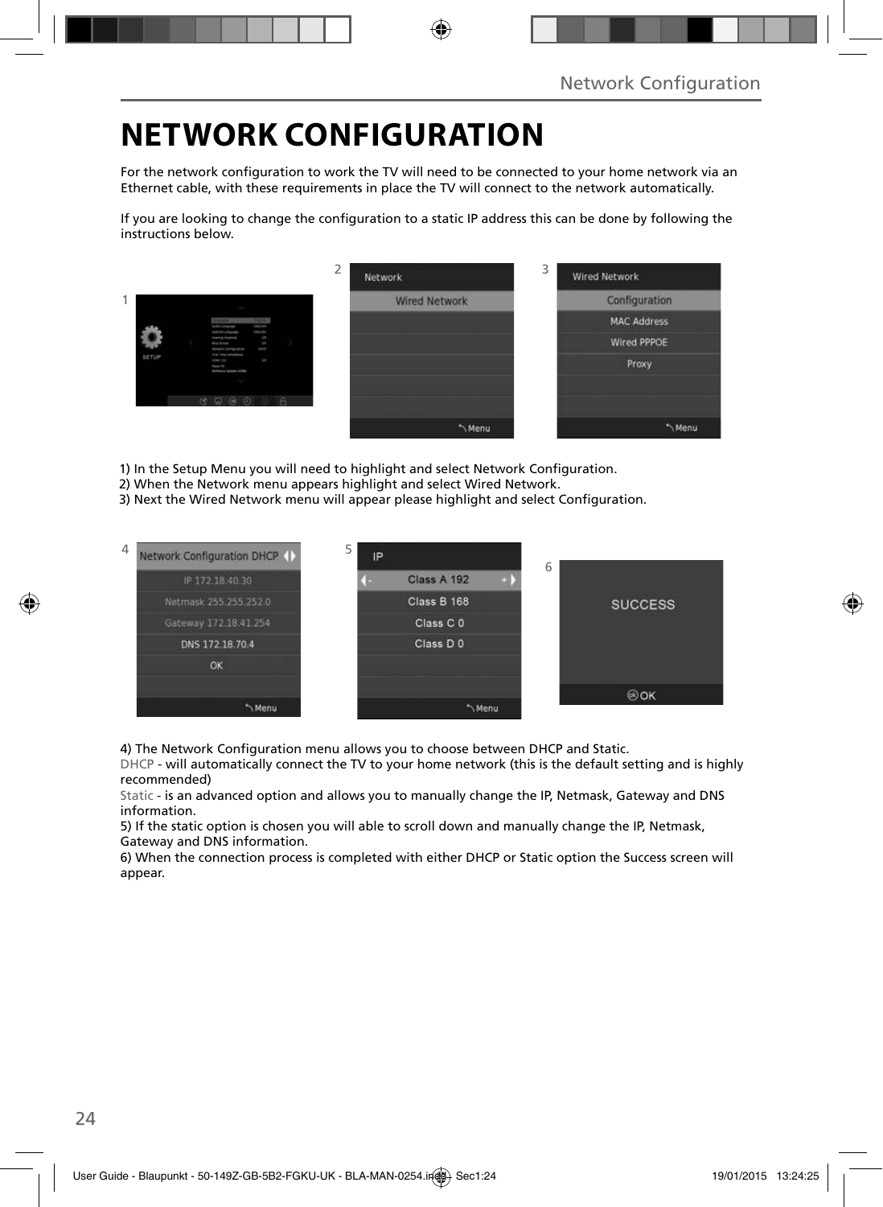# NETWORK CONFIGURATION

For the network configuration to work the TV will need to be connected to your home network via an Ethernet cable, with these requirements in place the TV will connect to the network automatically.

If you are looking to change the configuration to a static IP address this can be done by following the instructions below.

1) In the Setup Menu you will need to highlight and select Network Configuration.
2) When the Network menu appears highlight and select Wired Network.
3) Next the Wired Network menu will appear please highlight and select Configuration.

4) The Network Configuration menu allows you to choose between DHCP and Static.
DHCP - will automatically connect the TV to your home network (this is the default setting and is highly recommended)
Static - is an advanced option and allows you to manually change the IP, Netmask, Gateway and DNS information.
5) If the static option is chosen you will able to scroll down and manually change the IP, Netmask, Gateway and DNS information.
6) When the connection process is completed with either DHCP or Static option the Success screen will appear.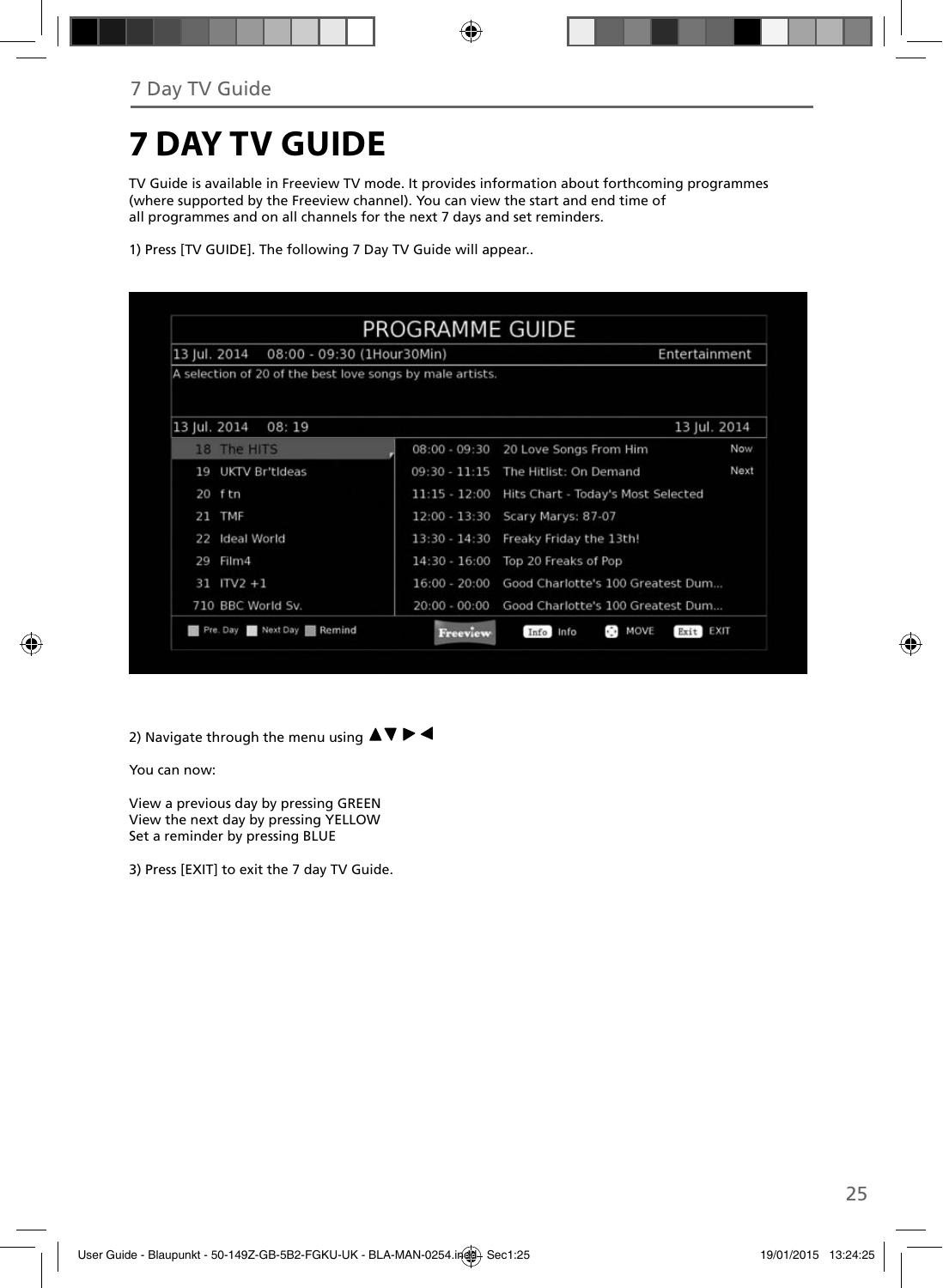# 7 DAY TV GUIDE

TV Guide is available in Freeview TV mode. It provides information about forthcoming programmes (where supported by the Freeview channel). You can view the start and end time of all programmes and on all channels for the next 7 days and set reminders.

1) Press [TV GUIDE]. The following 7 Day TV Guide will appear..

2) Navigate through the menu using ▲▼►◄

You can now:

View a previous day by pressing GREEN
View the next day by pressing YELLOW
Set a reminder by pressing BLUE

3) Press [EXIT] to exit the 7 day TV Guide.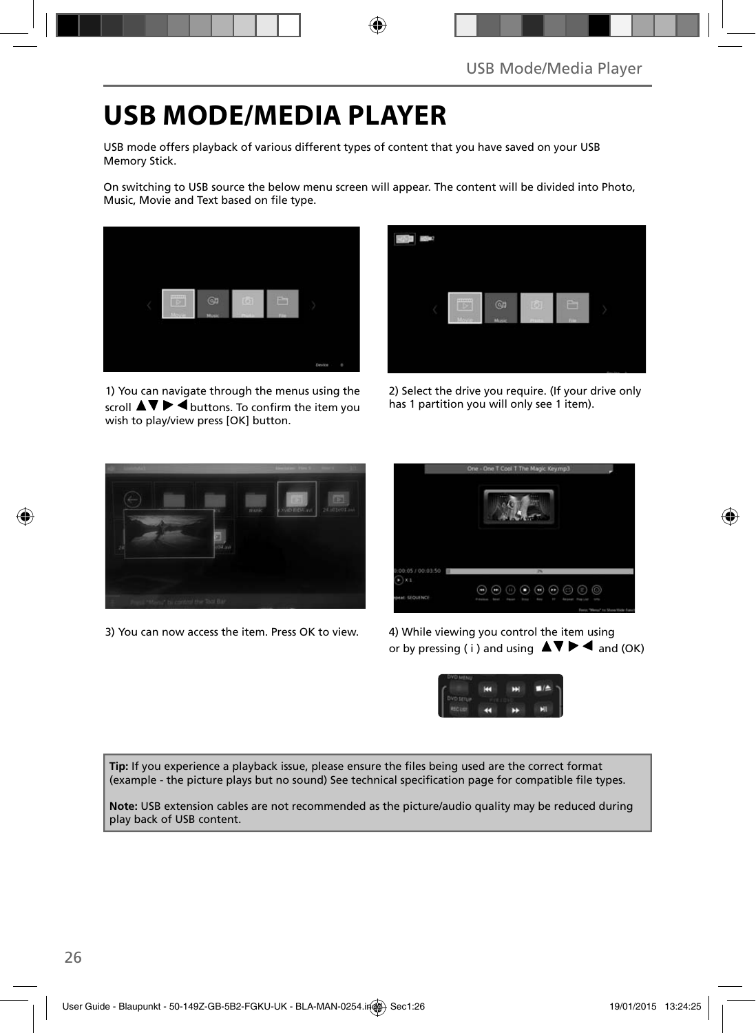# USB MODE/MEDIA PLAYER

USB mode offers playback of various different types of content that you have saved on your USB Memory Stick.

On switching to USB source the below menu screen will appear. The content will be divided into Photo, Music, Movie and Text based on file type.

1) You can navigate through the menus using the scroll ▲▼ ▶ ◀ buttons. To confirm the item you wish to play/view press [OK] button.

2) Select the drive you require. (If your drive only has 1 partition you will only see 1 item).

3) You can now access the item. Press OK to view.

4) While viewing you control the item using or by pressing ( i ) and using ▲▼ ▶ ◀ and (OK)

**Tip:** If you experience a playback issue, please ensure the files being used are the correct format (example - the picture plays but no sound) See technical specification page for compatible file types.

**Note:** USB extension cables are not recommended as the picture/audio quality may be reduced during play back of USB content.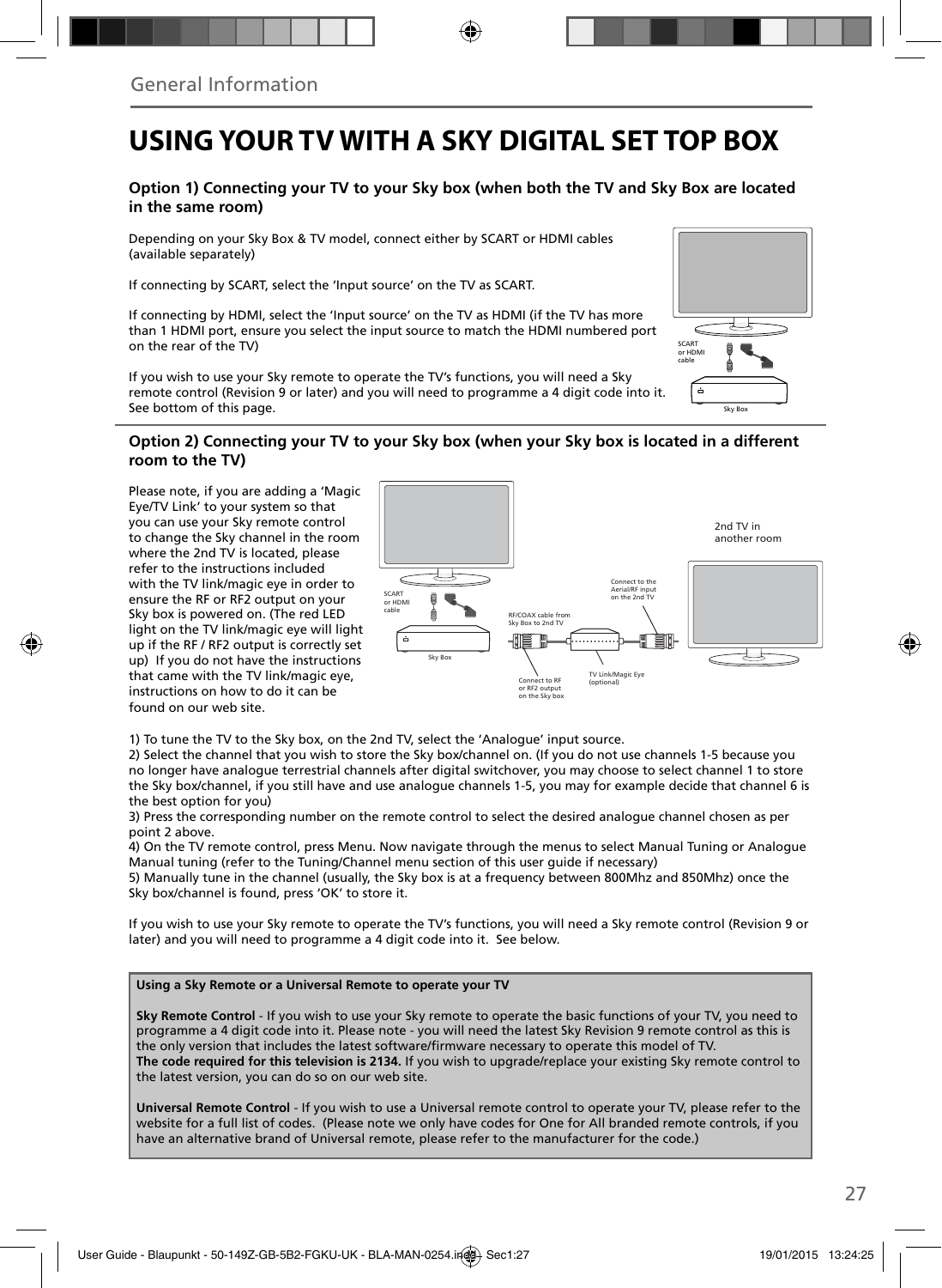General Information

# USING YOUR TV WITH A SKY DIGITAL SET TOP BOX

### Option 1) Connecting your TV to your Sky box (when both the TV and Sky Box are located in the same room)

Depending on your Sky Box & TV model, connect either by SCART or HDMI cables (available separately)

If connecting by SCART, select the 'Input source' on the TV as SCART.

If connecting by HDMI, select the 'Input source' on the TV as HDMI (if the TV has more than 1 HDMI port, ensure you select the input source to match the HDMI numbered port on the rear of the TV)

If you wish to use your Sky remote to operate the TV's functions, you will need a Sky remote control (Revision 9 or later) and you will need to programme a 4 digit code into it. See bottom of this page.

SCART or HDMI cable

Sky Box

### Option 2) Connecting your TV to your Sky box (when your Sky box is located in a different room to the TV)

Please note, if you are adding a 'Magic Eye/TV Link' to your system so that you can use your Sky remote control to change the Sky channel in the room where the 2nd TV is located, please refer to the instructions included with the TV link/magic eye in order to ensure the RF or RF2 output on your Sky box is powered on. (The red LED light on the TV link/magic eye will light up if the RF / RF2 output is correctly set up) If you do not have the instructions that came with the TV link/magic eye, instructions on how to do it can be found on our web site.

2nd TV in another room

SCART or HDMI cable

Sky Box

Connect to the Aerial/RF input on the 2nd TV

RF/COAX cable from Sky Box to 2nd TV

Connect to RF or RF2 output on the Sky box

TV Link/Magic Eye (optional)

1) To tune the TV to the Sky box, on the 2nd TV, select the 'Analogue' input source.
2) Select the channel that you wish to store the Sky box/channel on. (If you do not use channels 1-5 because you no longer have analogue terrestrial channels after digital switchover, you may choose to select channel 1 to store the Sky box/channel, if you still have and use analogue channels 1-5, you may for example decide that channel 6 is the best option for you)
3) Press the corresponding number on the remote control to select the desired analogue channel chosen as per point 2 above.
4) On the TV remote control, press Menu. Now navigate through the menus to select Manual Tuning or Analogue Manual tuning (refer to the Tuning/Channel menu section of this user guide if necessary)
5) Manually tune in the channel (usually, the Sky box is at a frequency between 800Mhz and 850Mhz) once the Sky box/channel is found, press 'OK' to store it.

If you wish to use your Sky remote to operate the TV's functions, you will need a Sky remote control (Revision 9 or later) and you will need to programme a 4 digit code into it. See below.

**Using a Sky Remote or a Universal Remote to operate your TV**

**Sky Remote Control** - If you wish to use your Sky remote to operate the basic functions of your TV, you need to programme a 4 digit code into it. Please note - you will need the latest Sky Revision 9 remote control as this is the only version that includes the latest software/firmware necessary to operate this model of TV.
**The code required for this television is 2134.** If you wish to upgrade/replace your existing Sky remote control to the latest version, you can do so on our web site.

**Universal Remote Control** - If you wish to use a Universal remote control to operate your TV, please refer to the website for a full list of codes. (Please note we only have codes for One for All branded remote controls, if you have an alternative brand of Universal remote, please refer to the manufacturer for the code.)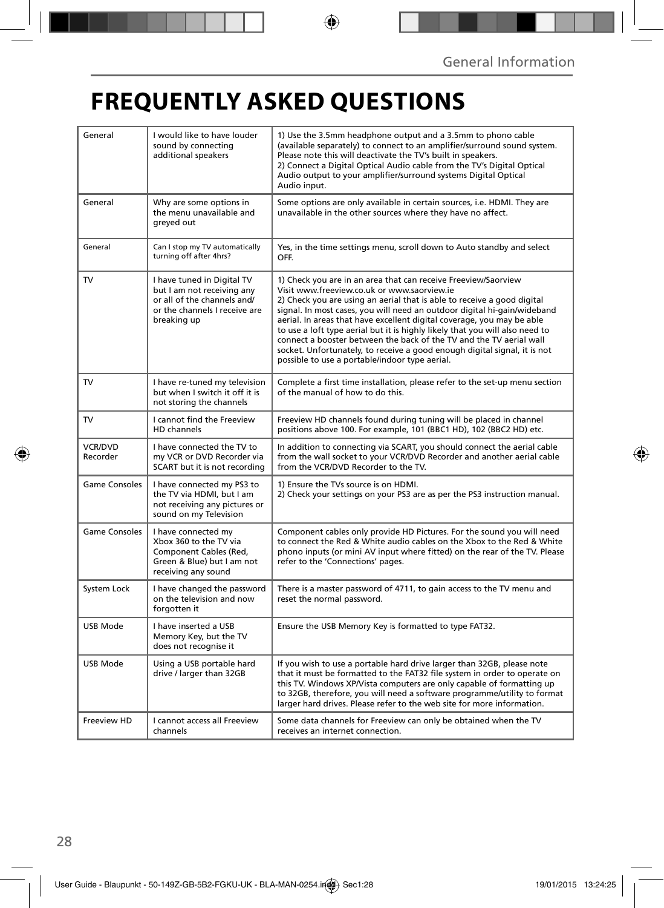# FREQUENTLY ASKED QUESTIONS

| | | |
|---|---|---|
| General | I would like to have louder sound by connecting additional speakers | 1) Use the 3.5mm headphone output and a 3.5mm to phono cable (available separately) to connect to an amplifier/surround sound system. Please note this will deactivate the TV's built in speakers.<br>2) Connect a Digital Optical Audio cable from the TV's Digital Optical Audio output to your amplifier/surround systems Digital Optical Audio input. |
| General | Why are some options in the menu unavailable and greyed out | Some options are only available in certain sources, i.e. HDMI. They are unavailable in the other sources where they have no affect. |
| General | Can I stop my TV automatically turning off after 4hrs? | Yes, in the time settings menu, scroll down to Auto standby and select OFF. |
| TV | I have tuned in Digital TV but I am not receiving any or all of the channels and/ or the channels I receive are breaking up | 1) Check you are in an area that can receive Freeview/Saorview Visit www.freeview.co.uk or www.saorview.ie<br>2) Check you are using an aerial that is able to receive a good digital signal. In most cases, you will need an outdoor digital hi-gain/wideband aerial. In areas that have excellent digital coverage, you may be able to use a loft type aerial but it is highly likely that you will also need to connect a booster between the back of the TV and the TV aerial wall socket. Unfortunately, to receive a good enough digital signal, it is not possible to use a portable/indoor type aerial. |
| TV | I have re-tuned my television but when I switch it off it is not storing the channels | Complete a first time installation, please refer to the set-up menu section of the manual of how to do this. |
| TV | I cannot find the Freeview HD channels | Freeview HD channels found during tuning will be placed in channel positions above 100. For example, 101 (BBC1 HD), 102 (BBC2 HD) etc. |
| VCR/DVD Recorder | I have connected the TV to my VCR or DVD Recorder via SCART but it is not recording | In addition to connecting via SCART, you should connect the aerial cable from the wall socket to your VCR/DVD Recorder and another aerial cable from the VCR/DVD Recorder to the TV. |
| Game Consoles | I have connected my PS3 to the TV via HDMI, but I am not receiving any pictures or sound on my Television | 1) Ensure the TVs source is on HDMI.<br>2) Check your settings on your PS3 are as per the PS3 instruction manual. |
| Game Consoles | I have connected my Xbox 360 to the TV via Component Cables (Red, Green & Blue) but I am not receiving any sound | Component cables only provide HD Pictures. For the sound you will need to connect the Red & White audio cables on the Xbox to the Red & White phono inputs (or mini AV input where fitted) on the rear of the TV. Please refer to the 'Connections' pages. |
| System Lock | I have changed the password on the television and now forgotten it | There is a master password of 4711, to gain access to the TV menu and reset the normal password. |
| USB Mode | I have inserted a USB Memory Key, but the TV does not recognise it | Ensure the USB Memory Key is formatted to type FAT32. |
| USB Mode | Using a USB portable hard drive / larger than 32GB | If you wish to use a portable hard drive larger than 32GB, please note that it must be formatted to the FAT32 file system in order to operate on this TV. Windows XP/Vista computers are only capable of formatting up to 32GB, therefore, you will need a software programme/utility to format larger hard drives. Please refer to the web site for more information. |
| Freeview HD | I cannot access all Freeview channels | Some data channels for Freeview can only be obtained when the TV receives an internet connection. |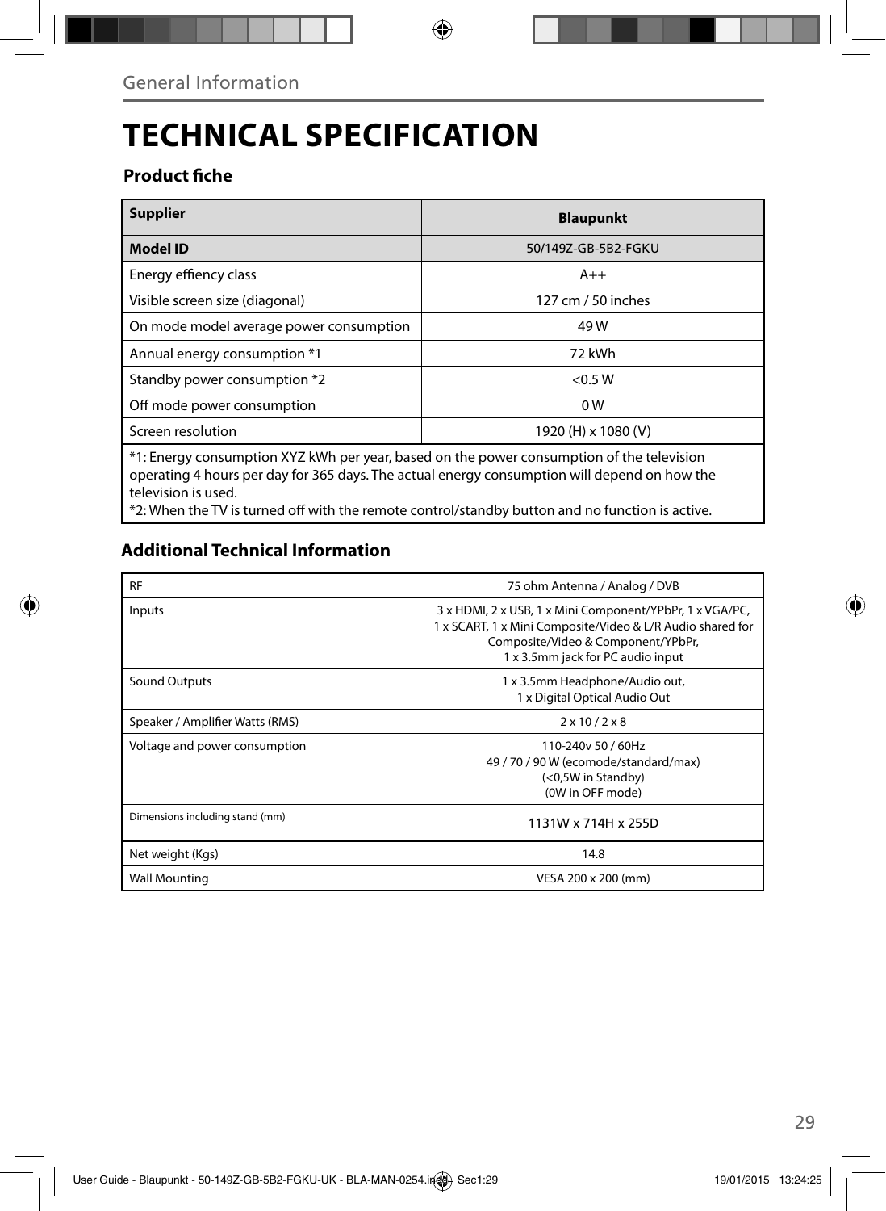General Information

# TECHNICAL SPECIFICATION

## Product fiche

| **Supplier** | **Blaupunkt** |
|---|---|
| **Model ID** | 50/149Z-GB-5B2-FGKU |
| Energy effiency class | A++ |
| Visible screen size (diagonal) | 127 cm / 50 inches |
| On mode model average power consumption | 49 W |
| Annual energy consumption *1 | 72 kWh |
| Standby power consumption *2 | <0.5 W |
| Off mode power consumption | 0 W |
| Screen resolution | 1920 (H) x 1080 (V) |

*1: Energy consumption XYZ kWh per year, based on the power consumption of the television operating 4 hours per day for 365 days. The actual energy consumption will depend on how the television is used.
*2: When the TV is turned off with the remote control/standby button and no function is active.

## Additional Technical Information

| RF | 75 ohm Antenna / Analog / DVB |
|---|---|
| Inputs | 3 x HDMI, 2 x USB, 1 x Mini Component/YPbPr, 1 x VGA/PC, 1 x SCART, 1 x Mini Composite/Video & L/R Audio shared for Composite/Video & Component/YPbPr, 1 x 3.5mm jack for PC audio input |
| Sound Outputs | 1 x 3.5mm Headphone/Audio out, 1 x Digital Optical Audio Out |
| Speaker / Amplifier Watts (RMS) | 2 x 10 / 2 x 8 |
| Voltage and power consumption | 110-240v 50 / 60Hz<br>49 / 70 / 90 W (ecomode/standard/max)<br>(<0,5W in Standby)<br>(0W in OFF mode) |
| Dimensions including stand (mm) | 1131W x 714H x 255D |
| Net weight (Kgs) | 14.8 |
| Wall Mounting | VESA 200 x 200 (mm) |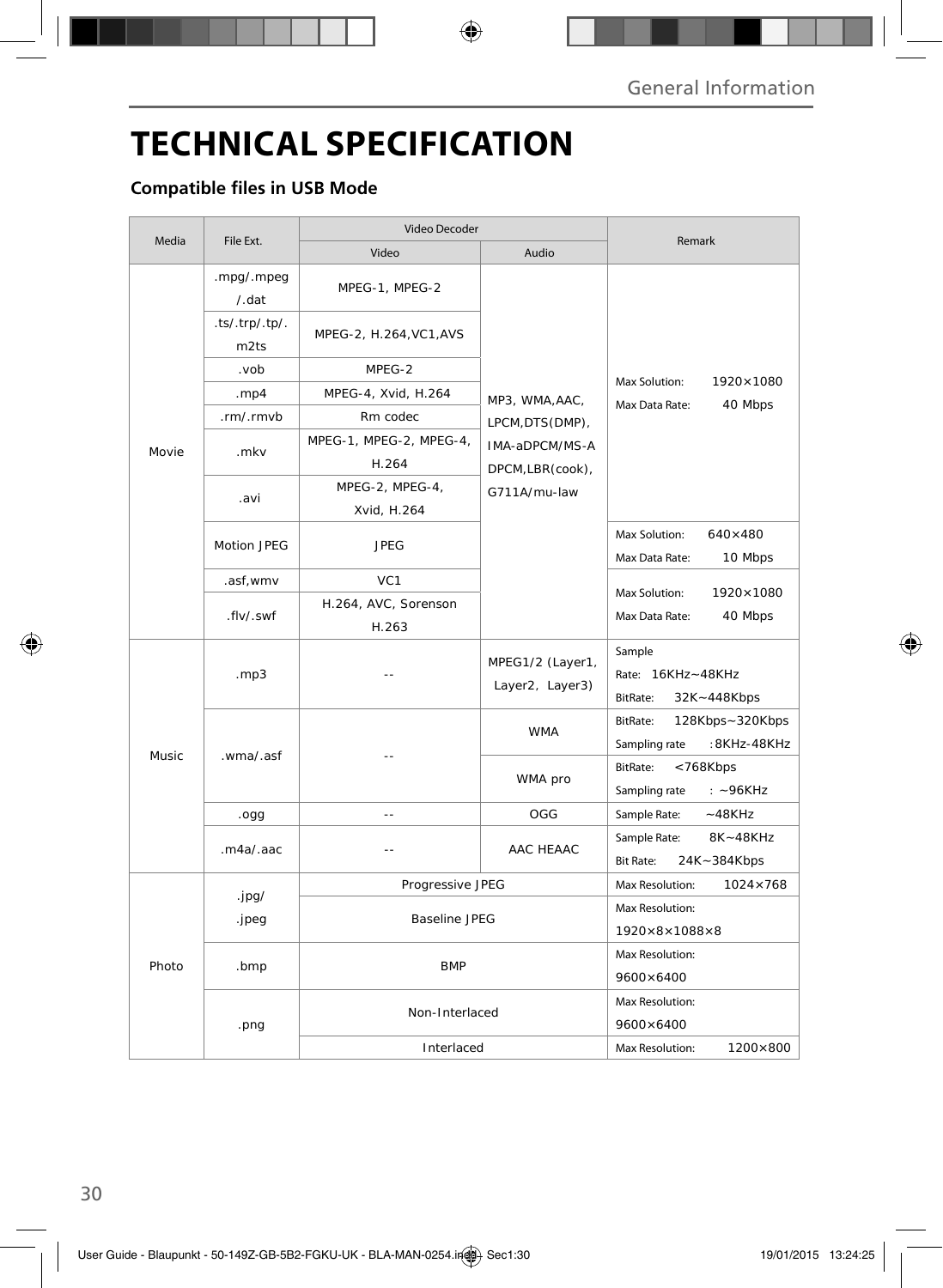# TECHNICAL SPECIFICATION

## Compatible files in USB Mode

| Media | File Ext. | Video Decoder | | Remark |
|---|---|---|---|---|
| | | Video | Audio | |
| Movie | .mpg/.mpeg/.dat | MPEG-1, MPEG-2 | MP3, WMA,AAC, LPCM,DTS(DMP), IMA-aDPCM/MS-ADPCM,LBR(cook), G711A/mu-law | Max Solution: 1920×1080 Max Data Rate: 40 Mbps |
| | .ts/.trp/.tp/.m2ts | MPEG-2, H.264,VC1,AVS | | |
| | .vob | MPEG-2 | | |
| | .mp4 | MPEG-4, Xvid, H.264 | | |
| | .rm/.rmvb | Rm codec | | |
| | .mkv | MPEG-1, MPEG-2, MPEG-4, H.264 | | |
| | .avi | MPEG-2, MPEG-4, Xvid, H.264 | | |
| | Motion JPEG | JPEG | | Max Solution: 640×480 Max Data Rate: 10 Mbps |
| | .asf,wmv | VC1 | | Max Solution: 1920×1080 Max Data Rate: 40 Mbps |
| | .flv/.swf | H.264, AVC, Sorenson H.263 | | |
| Music | .mp3 | -- | MPEG1/2 (Layer1, Layer2, Layer3) | Sample Rate: 16KHz~48KHz BitRate: 32K~448Kbps |
| | .wma/.asf | -- | WMA | BitRate: 128Kbps~320Kbps Sampling rate :8KHz-48KHz |
| | | | WMA pro | BitRate: <768Kbps Sampling rate : ~96KHz |
| | .ogg | -- | OGG | Sample Rate: ~48KHz |
| | .m4a/.aac | -- | AAC HEAAC | Sample Rate: 8K~48KHz Bit Rate: 24K~384Kbps |
| Photo | .jpg/.jpeg | Progressive JPEG | | Max Resolution: 1024×768 |
| | | Baseline JPEG | | Max Resolution: 1920×8×1088×8 |
| | .bmp | BMP | | Max Resolution: 9600×6400 |
| | .png | Non-Interlaced | | Max Resolution: 9600×6400 |
| | | Interlaced | | Max Resolution: 1200×800 |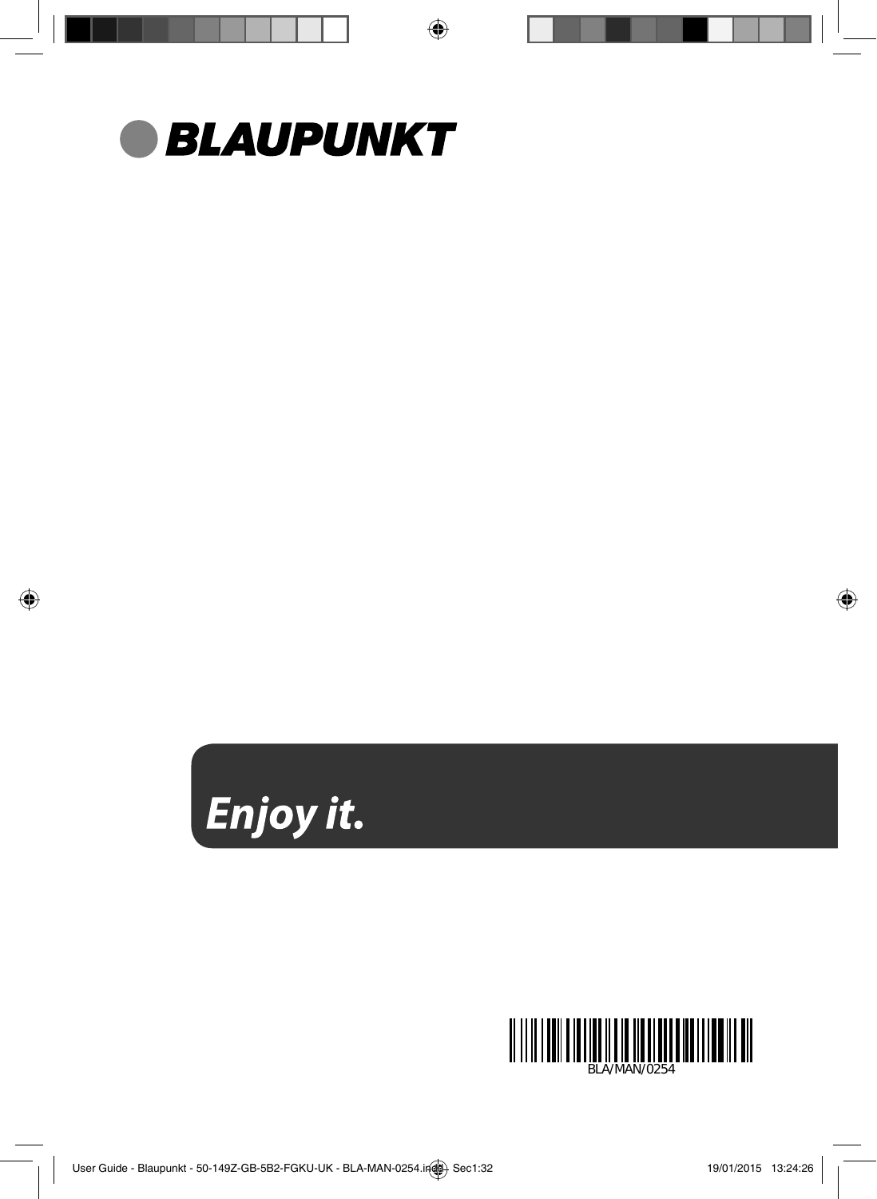BLAUPUNKT

Enjoy it.

BLA/MAN/0254